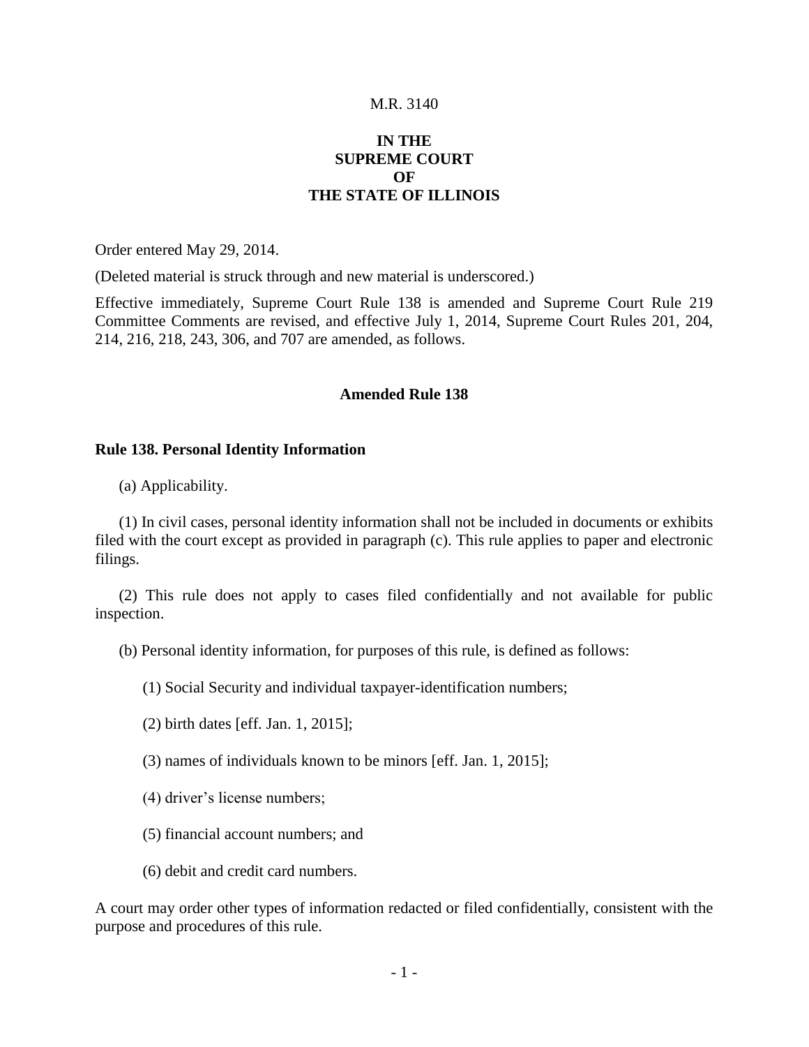M.R. 3140

**IN THE**
**SUPREME COURT**
**OF**
**THE STATE OF ILLINOIS**

Order entered May 29, 2014.

(Deleted material is struck through and new material is underscored.)

Effective immediately, Supreme Court Rule 138 is amended and Supreme Court Rule 219 Committee Comments are revised, and effective July 1, 2014, Supreme Court Rules 201, 204, 214, 216, 218, 243, 306, and 707 are amended, as follows.

## Amended Rule 138

### Rule 138. Personal Identity Information

(a) Applicability.

(1) In civil cases, personal identity information shall not be included in documents or exhibits filed with the court except as provided in paragraph (c). This rule applies to paper and electronic filings.

(2) This rule does not apply to cases filed confidentially and not available for public inspection.

(b) Personal identity information, for purposes of this rule, is defined as follows:

(1) Social Security and individual taxpayer-identification numbers;

(2) birth dates [eff. Jan. 1, 2015];

(3) names of individuals known to be minors [eff. Jan. 1, 2015];

(4) driver's license numbers;

(5) financial account numbers; and

(6) debit and credit card numbers.

A court may order other types of information redacted or filed confidentially, consistent with the purpose and procedures of this rule.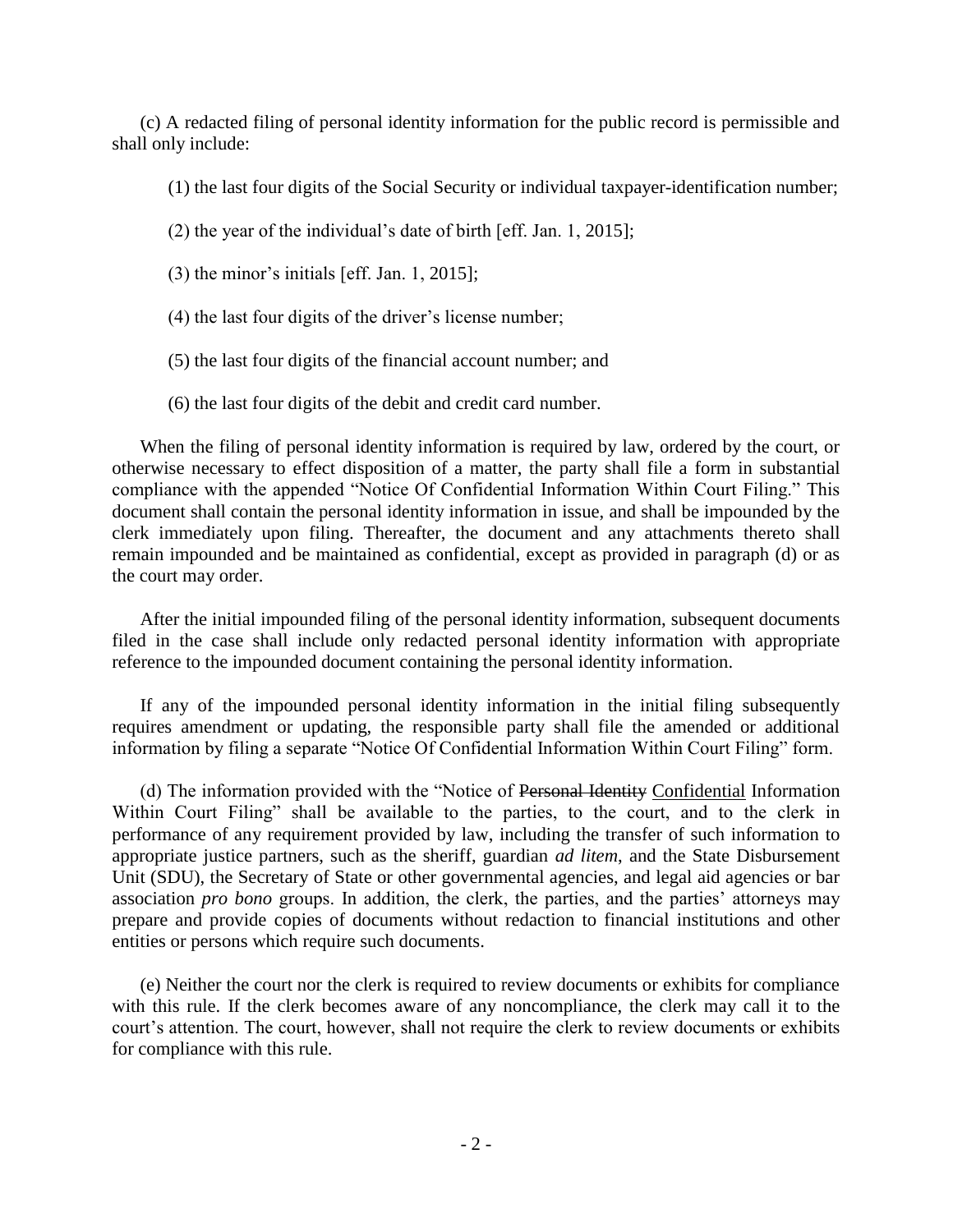(c) A redacted filing of personal identity information for the public record is permissible and shall only include:

(1) the last four digits of the Social Security or individual taxpayer-identification number;

(2) the year of the individual's date of birth [eff. Jan. 1, 2015];

(3) the minor's initials [eff. Jan. 1, 2015];

(4) the last four digits of the driver's license number;

(5) the last four digits of the financial account number; and

(6) the last four digits of the debit and credit card number.

When the filing of personal identity information is required by law, ordered by the court, or otherwise necessary to effect disposition of a matter, the party shall file a form in substantial compliance with the appended "Notice Of Confidential Information Within Court Filing." This document shall contain the personal identity information in issue, and shall be impounded by the clerk immediately upon filing. Thereafter, the document and any attachments thereto shall remain impounded and be maintained as confidential, except as provided in paragraph (d) or as the court may order.

After the initial impounded filing of the personal identity information, subsequent documents filed in the case shall include only redacted personal identity information with appropriate reference to the impounded document containing the personal identity information.

If any of the impounded personal identity information in the initial filing subsequently requires amendment or updating, the responsible party shall file the amended or additional information by filing a separate "Notice Of Confidential Information Within Court Filing" form.

(d) The information provided with the "Notice of ~~Personal Identity~~ <u>Confidential</u> Information Within Court Filing" shall be available to the parties, to the court, and to the clerk in performance of any requirement provided by law, including the transfer of such information to appropriate justice partners, such as the sheriff, guardian *ad litem*, and the State Disbursement Unit (SDU), the Secretary of State or other governmental agencies, and legal aid agencies or bar association *pro bono* groups. In addition, the clerk, the parties, and the parties' attorneys may prepare and provide copies of documents without redaction to financial institutions and other entities or persons which require such documents.

(e) Neither the court nor the clerk is required to review documents or exhibits for compliance with this rule. If the clerk becomes aware of any noncompliance, the clerk may call it to the court's attention. The court, however, shall not require the clerk to review documents or exhibits for compliance with this rule.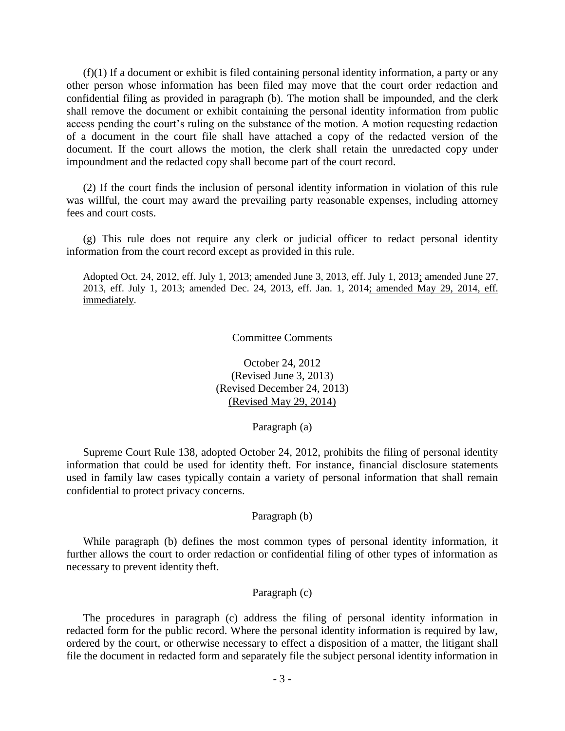(f)(1) If a document or exhibit is filed containing personal identity information, a party or any other person whose information has been filed may move that the court order redaction and confidential filing as provided in paragraph (b). The motion shall be impounded, and the clerk shall remove the document or exhibit containing the personal identity information from public access pending the court's ruling on the substance of the motion. A motion requesting redaction of a document in the court file shall have attached a copy of the redacted version of the document. If the court allows the motion, the clerk shall retain the unredacted copy under impoundment and the redacted copy shall become part of the court record.

(2) If the court finds the inclusion of personal identity information in violation of this rule was willful, the court may award the prevailing party reasonable expenses, including attorney fees and court costs.

(g) This rule does not require any clerk or judicial officer to redact personal identity information from the court record except as provided in this rule.

Adopted Oct. 24, 2012, eff. July 1, 2013; amended June 3, 2013, eff. July 1, 2013; amended June 27, 2013, eff. July 1, 2013; amended Dec. 24, 2013, eff. Jan. 1, 2014; amended May 29, 2014, eff. immediately.

Committee Comments

October 24, 2012
(Revised June 3, 2013)
(Revised December 24, 2013)
(Revised May 29, 2014)

Paragraph (a)

Supreme Court Rule 138, adopted October 24, 2012, prohibits the filing of personal identity information that could be used for identity theft. For instance, financial disclosure statements used in family law cases typically contain a variety of personal information that shall remain confidential to protect privacy concerns.

Paragraph (b)

While paragraph (b) defines the most common types of personal identity information, it further allows the court to order redaction or confidential filing of other types of information as necessary to prevent identity theft.

Paragraph (c)

The procedures in paragraph (c) address the filing of personal identity information in redacted form for the public record. Where the personal identity information is required by law, ordered by the court, or otherwise necessary to effect a disposition of a matter, the litigant shall file the document in redacted form and separately file the subject personal identity information in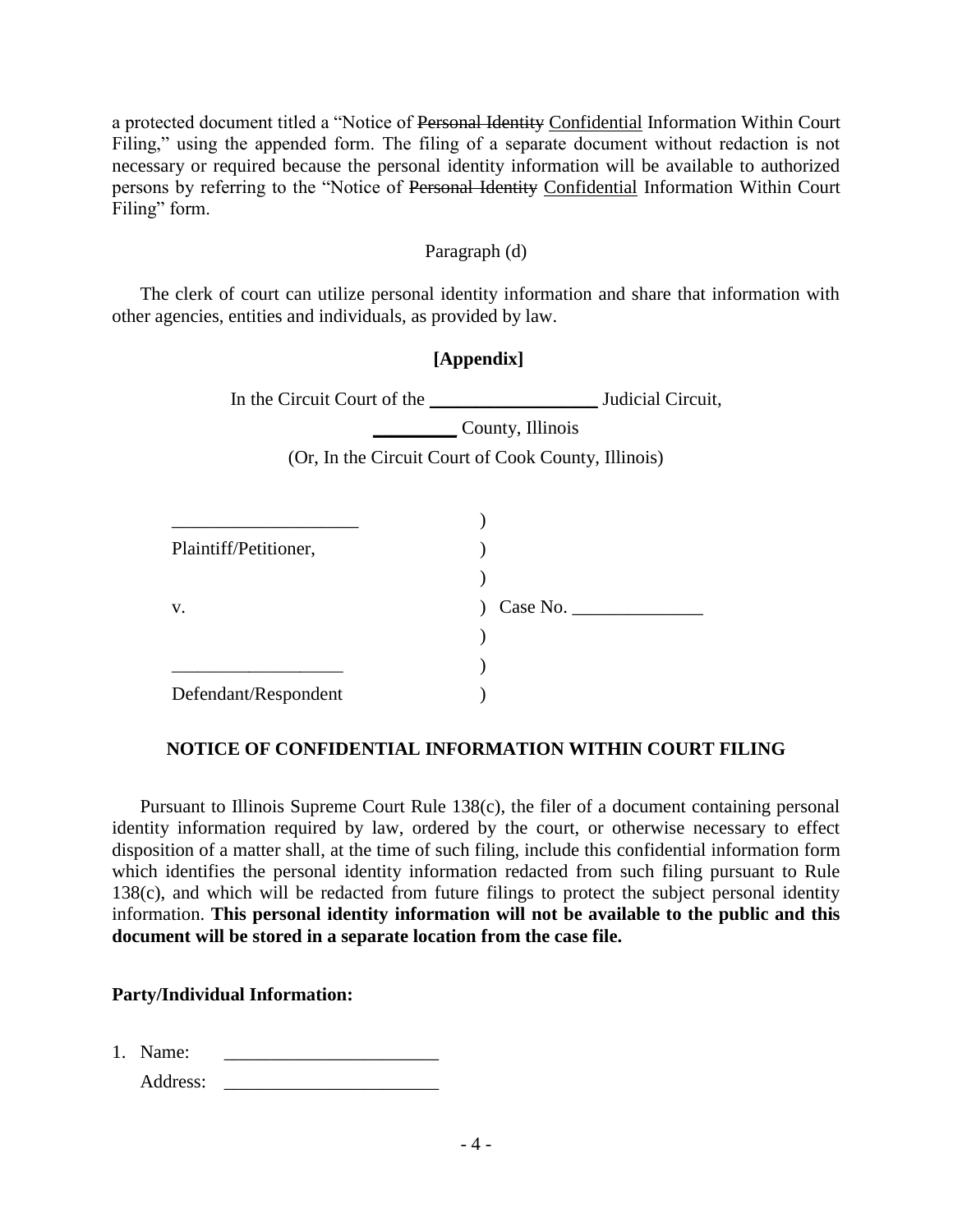a protected document titled a "Notice of ~~Personal Identity~~ <u>Confidential</u> Information Within Court Filing," using the appended form. The filing of a separate document without redaction is not necessary or required because the personal identity information will be available to authorized persons by referring to the "Notice of ~~Personal Identity~~ <u>Confidential</u> Information Within Court Filing" form.

Paragraph (d)

The clerk of court can utilize personal identity information and share that information with other agencies, entities and individuals, as provided by law.

**[Appendix]**

In the Circuit Court of the __________________ Judicial Circuit,

_________ County, Illinois

(Or, In the Circuit Court of Cook County, Illinois)

```
____________________          )
Plaintiff/Petitioner,         )
                              )
v.                            )  Case No. ______________
                              )
__________________            )
Defendant/Respondent          )
```

**NOTICE OF CONFIDENTIAL INFORMATION WITHIN COURT FILING**

Pursuant to Illinois Supreme Court Rule 138(c), the filer of a document containing personal identity information required by law, ordered by the court, or otherwise necessary to effect disposition of a matter shall, at the time of such filing, include this confidential information form which identifies the personal identity information redacted from such filing pursuant to Rule 138(c), and which will be redacted from future filings to protect the subject personal identity information. **This personal identity information will not be available to the public and this document will be stored in a separate location from the case file.**

**Party/Individual Information:**

1. Name: _______________________

   Address: _______________________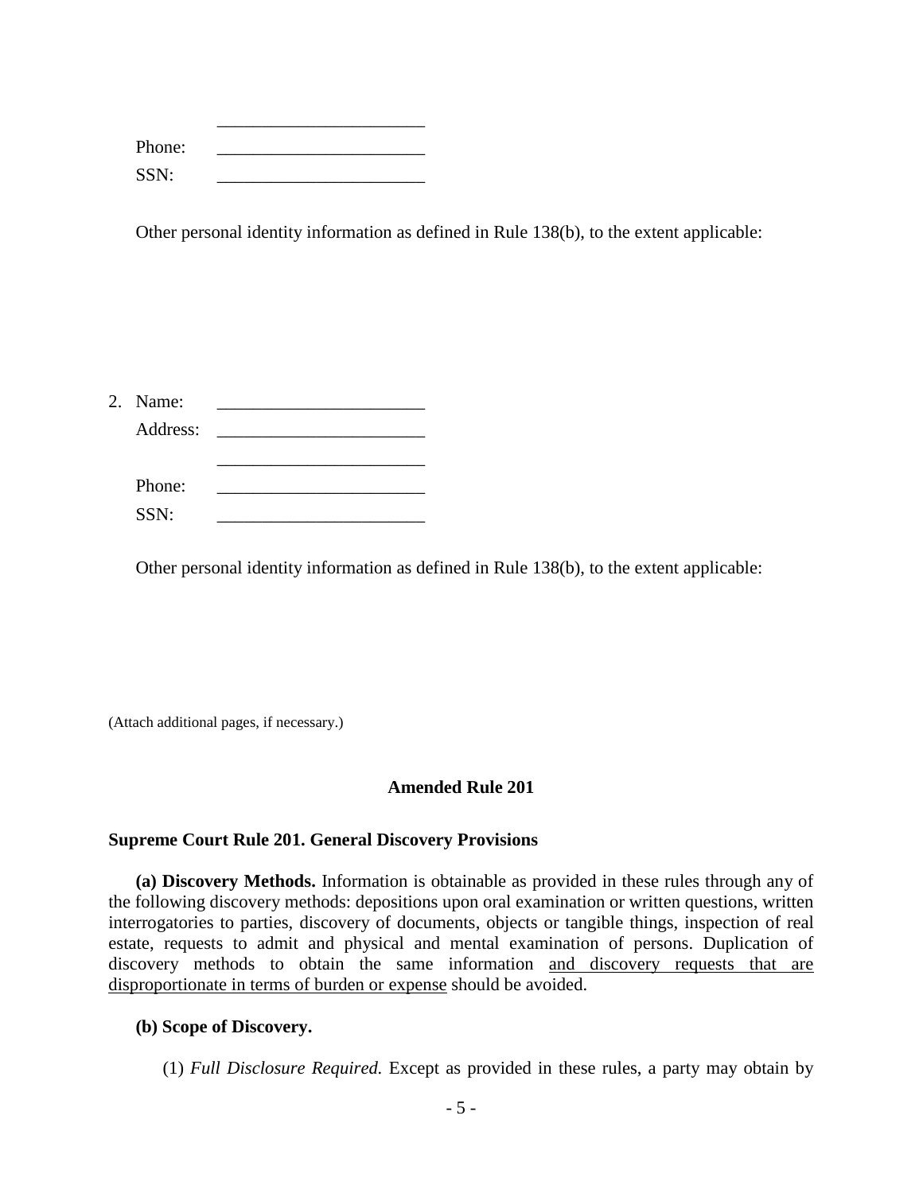\_\_\_\_\_\_\_\_\_\_\_\_\_\_\_\_\_\_\_\_\_\_\_

Phone: \_\_\_\_\_\_\_\_\_\_\_\_\_\_\_\_\_\_\_\_\_\_\_

SSN: \_\_\_\_\_\_\_\_\_\_\_\_\_\_\_\_\_\_\_\_\_\_\_

Other personal identity information as defined in Rule 138(b), to the extent applicable:

2. Name: \_\_\_\_\_\_\_\_\_\_\_\_\_\_\_\_\_\_\_\_\_\_\_

   Address: \_\_\_\_\_\_\_\_\_\_\_\_\_\_\_\_\_\_\_\_\_\_\_

   \_\_\_\_\_\_\_\_\_\_\_\_\_\_\_\_\_\_\_\_\_\_\_

   Phone: \_\_\_\_\_\_\_\_\_\_\_\_\_\_\_\_\_\_\_\_\_\_\_

   SSN: \_\_\_\_\_\_\_\_\_\_\_\_\_\_\_\_\_\_\_\_\_\_\_

   Other personal identity information as defined in Rule 138(b), to the extent applicable:

(Attach additional pages, if necessary.)

## Amended Rule 201

### Supreme Court Rule 201. General Discovery Provisions

**(a) Discovery Methods.** Information is obtainable as provided in these rules through any of the following discovery methods: depositions upon oral examination or written questions, written interrogatories to parties, discovery of documents, objects or tangible things, inspection of real estate, requests to admit and physical and mental examination of persons. Duplication of discovery methods to obtain the same information <u>and discovery requests that are disproportionate in terms of burden or expense</u> should be avoided.

**(b) Scope of Discovery.**

(1) *Full Disclosure Required.* Except as provided in these rules, a party may obtain by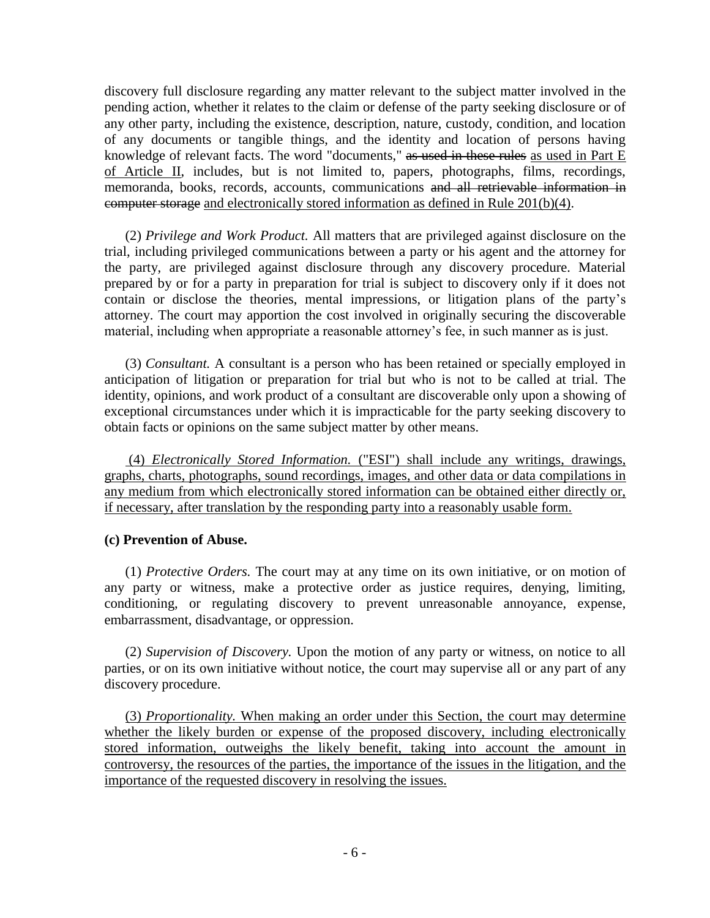discovery full disclosure regarding any matter relevant to the subject matter involved in the pending action, whether it relates to the claim or defense of the party seeking disclosure or of any other party, including the existence, description, nature, custody, condition, and location of any documents or tangible things, and the identity and location of persons having knowledge of relevant facts. The word "documents," ~~as used in these rules~~ <u>as used in Part E of Article II</u>, includes, but is not limited to, papers, photographs, films, recordings, memoranda, books, records, accounts, communications ~~and all retrievable information in computer storage~~ <u>and electronically stored information as defined in Rule 201(b)(4)</u>.

(2) *Privilege and Work Product.* All matters that are privileged against disclosure on the trial, including privileged communications between a party or his agent and the attorney for the party, are privileged against disclosure through any discovery procedure. Material prepared by or for a party in preparation for trial is subject to discovery only if it does not contain or disclose the theories, mental impressions, or litigation plans of the party's attorney. The court may apportion the cost involved in originally securing the discoverable material, including when appropriate a reasonable attorney's fee, in such manner as is just.

(3) *Consultant.* A consultant is a person who has been retained or specially employed in anticipation of litigation or preparation for trial but who is not to be called at trial. The identity, opinions, and work product of a consultant are discoverable only upon a showing of exceptional circumstances under which it is impracticable for the party seeking discovery to obtain facts or opinions on the same subject matter by other means.

<u>(4) *Electronically Stored Information.* ("ESI") shall include any writings, drawings, graphs, charts, photographs, sound recordings, images, and other data or data compilations in any medium from which electronically stored information can be obtained either directly or, if necessary, after translation by the responding party into a reasonably usable form.</u>

**(c) Prevention of Abuse.**

(1) *Protective Orders.* The court may at any time on its own initiative, or on motion of any party or witness, make a protective order as justice requires, denying, limiting, conditioning, or regulating discovery to prevent unreasonable annoyance, expense, embarrassment, disadvantage, or oppression.

(2) *Supervision of Discovery.* Upon the motion of any party or witness, on notice to all parties, or on its own initiative without notice, the court may supervise all or any part of any discovery procedure.

<u>(3) *Proportionality.* When making an order under this Section, the court may determine whether the likely burden or expense of the proposed discovery, including electronically stored information, outweighs the likely benefit, taking into account the amount in controversy, the resources of the parties, the importance of the issues in the litigation, and the importance of the requested discovery in resolving the issues.</u>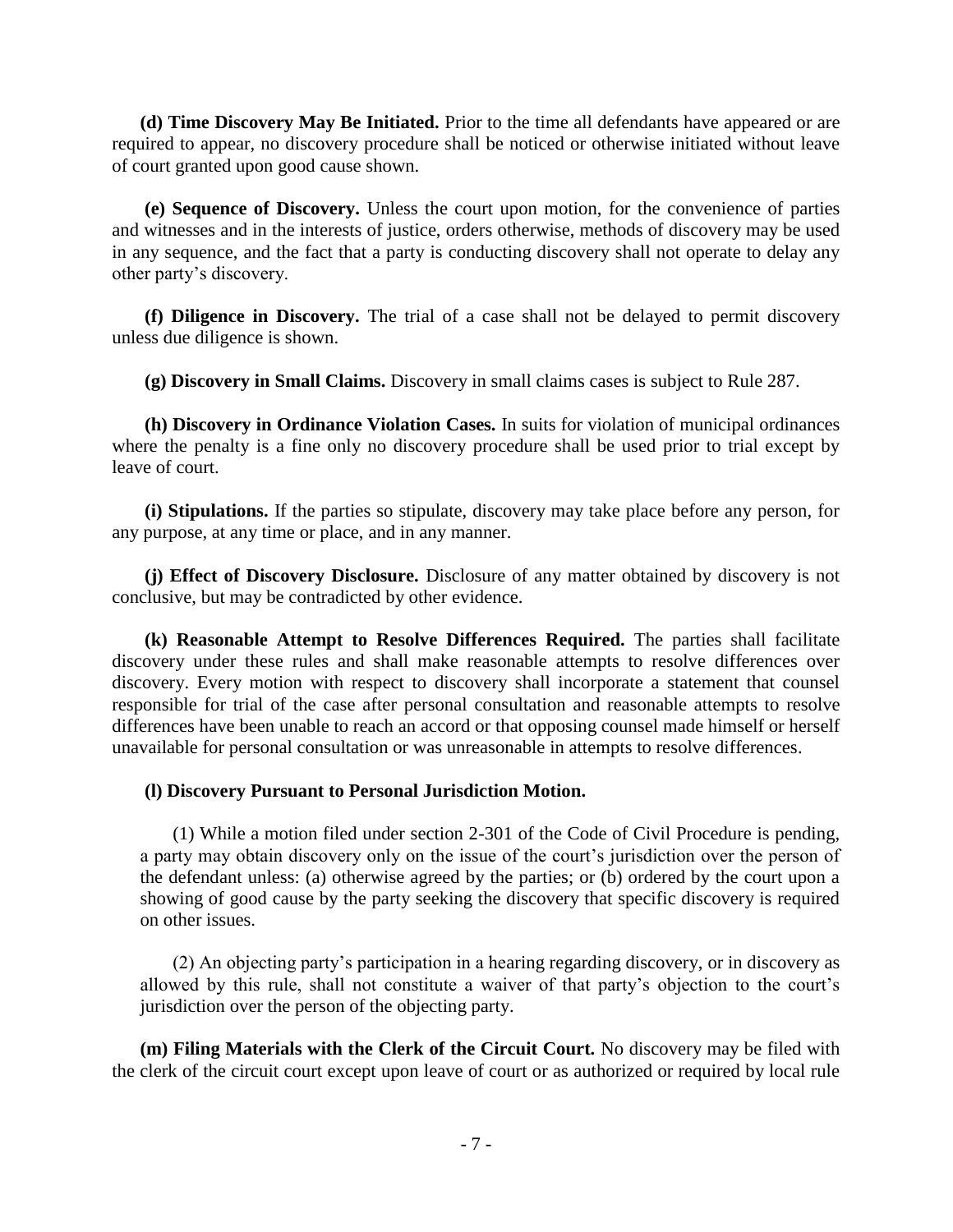**(d) Time Discovery May Be Initiated.** Prior to the time all defendants have appeared or are required to appear, no discovery procedure shall be noticed or otherwise initiated without leave of court granted upon good cause shown.

**(e) Sequence of Discovery.** Unless the court upon motion, for the convenience of parties and witnesses and in the interests of justice, orders otherwise, methods of discovery may be used in any sequence, and the fact that a party is conducting discovery shall not operate to delay any other party's discovery.

**(f) Diligence in Discovery.** The trial of a case shall not be delayed to permit discovery unless due diligence is shown.

**(g) Discovery in Small Claims.** Discovery in small claims cases is subject to Rule 287.

**(h) Discovery in Ordinance Violation Cases.** In suits for violation of municipal ordinances where the penalty is a fine only no discovery procedure shall be used prior to trial except by leave of court.

**(i) Stipulations.** If the parties so stipulate, discovery may take place before any person, for any purpose, at any time or place, and in any manner.

**(j) Effect of Discovery Disclosure.** Disclosure of any matter obtained by discovery is not conclusive, but may be contradicted by other evidence.

**(k) Reasonable Attempt to Resolve Differences Required.** The parties shall facilitate discovery under these rules and shall make reasonable attempts to resolve differences over discovery. Every motion with respect to discovery shall incorporate a statement that counsel responsible for trial of the case after personal consultation and reasonable attempts to resolve differences have been unable to reach an accord or that opposing counsel made himself or herself unavailable for personal consultation or was unreasonable in attempts to resolve differences.

**(l) Discovery Pursuant to Personal Jurisdiction Motion.**

(1) While a motion filed under section 2-301 of the Code of Civil Procedure is pending, a party may obtain discovery only on the issue of the court's jurisdiction over the person of the defendant unless: (a) otherwise agreed by the parties; or (b) ordered by the court upon a showing of good cause by the party seeking the discovery that specific discovery is required on other issues.

(2) An objecting party's participation in a hearing regarding discovery, or in discovery as allowed by this rule, shall not constitute a waiver of that party's objection to the court's jurisdiction over the person of the objecting party.

**(m) Filing Materials with the Clerk of the Circuit Court.** No discovery may be filed with the clerk of the circuit court except upon leave of court or as authorized or required by local rule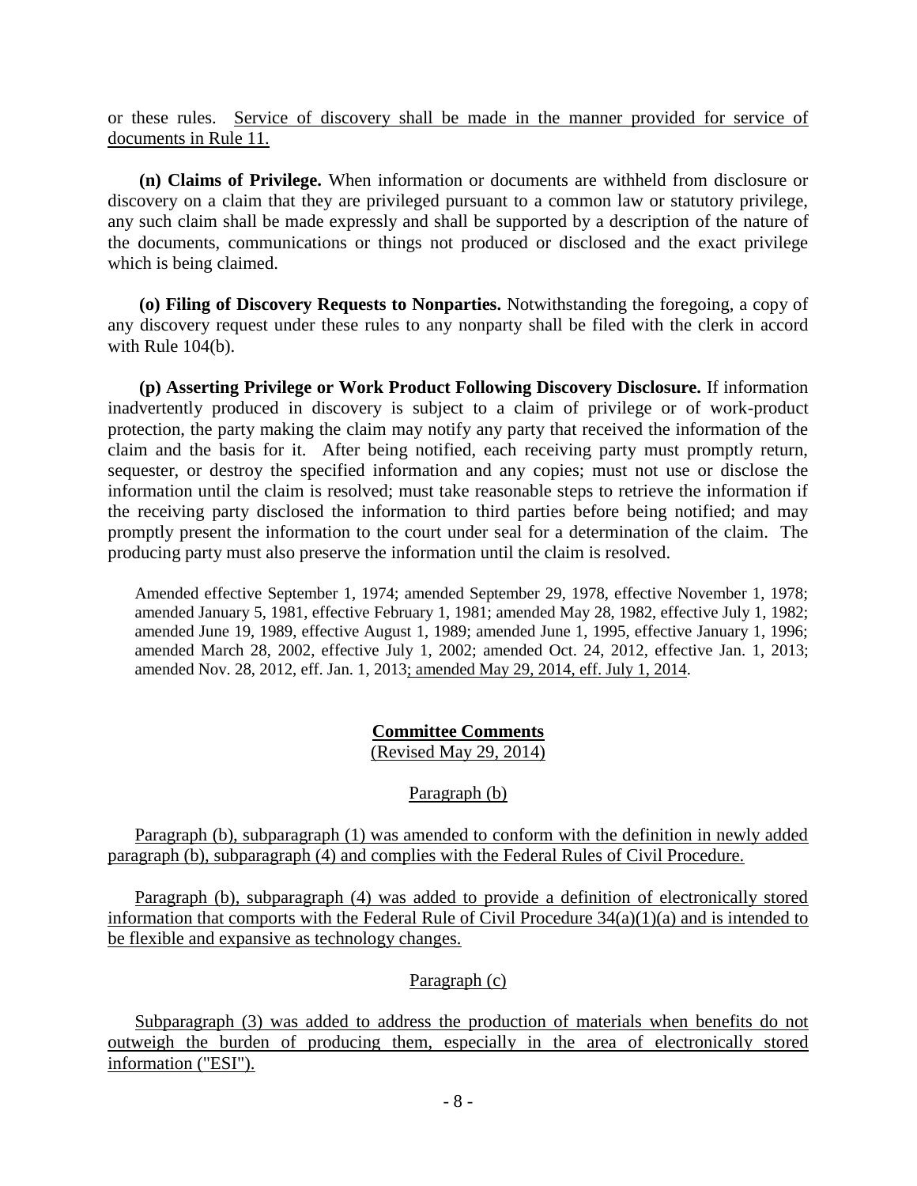or these rules. Service of discovery shall be made in the manner provided for service of documents in Rule 11.

**(n) Claims of Privilege.** When information or documents are withheld from disclosure or discovery on a claim that they are privileged pursuant to a common law or statutory privilege, any such claim shall be made expressly and shall be supported by a description of the nature of the documents, communications or things not produced or disclosed and the exact privilege which is being claimed.

**(o) Filing of Discovery Requests to Nonparties.** Notwithstanding the foregoing, a copy of any discovery request under these rules to any nonparty shall be filed with the clerk in accord with Rule 104(b).

**(p) Asserting Privilege or Work Product Following Discovery Disclosure.** If information inadvertently produced in discovery is subject to a claim of privilege or of work-product protection, the party making the claim may notify any party that received the information of the claim and the basis for it. After being notified, each receiving party must promptly return, sequester, or destroy the specified information and any copies; must not use or disclose the information until the claim is resolved; must take reasonable steps to retrieve the information if the receiving party disclosed the information to third parties before being notified; and may promptly present the information to the court under seal for a determination of the claim. The producing party must also preserve the information until the claim is resolved.

Amended effective September 1, 1974; amended September 29, 1978, effective November 1, 1978; amended January 5, 1981, effective February 1, 1981; amended May 28, 1982, effective July 1, 1982; amended June 19, 1989, effective August 1, 1989; amended June 1, 1995, effective January 1, 1996; amended March 28, 2002, effective July 1, 2002; amended Oct. 24, 2012, effective Jan. 1, 2013; amended Nov. 28, 2012, eff. Jan. 1, 2013; amended May 29, 2014, eff. July 1, 2014.

**Committee Comments**
(Revised May 29, 2014)

Paragraph (b)

Paragraph (b), subparagraph (1) was amended to conform with the definition in newly added paragraph (b), subparagraph (4) and complies with the Federal Rules of Civil Procedure.

Paragraph (b), subparagraph (4) was added to provide a definition of electronically stored information that comports with the Federal Rule of Civil Procedure 34(a)(1)(a) and is intended to be flexible and expansive as technology changes.

Paragraph (c)

Subparagraph (3) was added to address the production of materials when benefits do not outweigh the burden of producing them, especially in the area of electronically stored information ("ESI").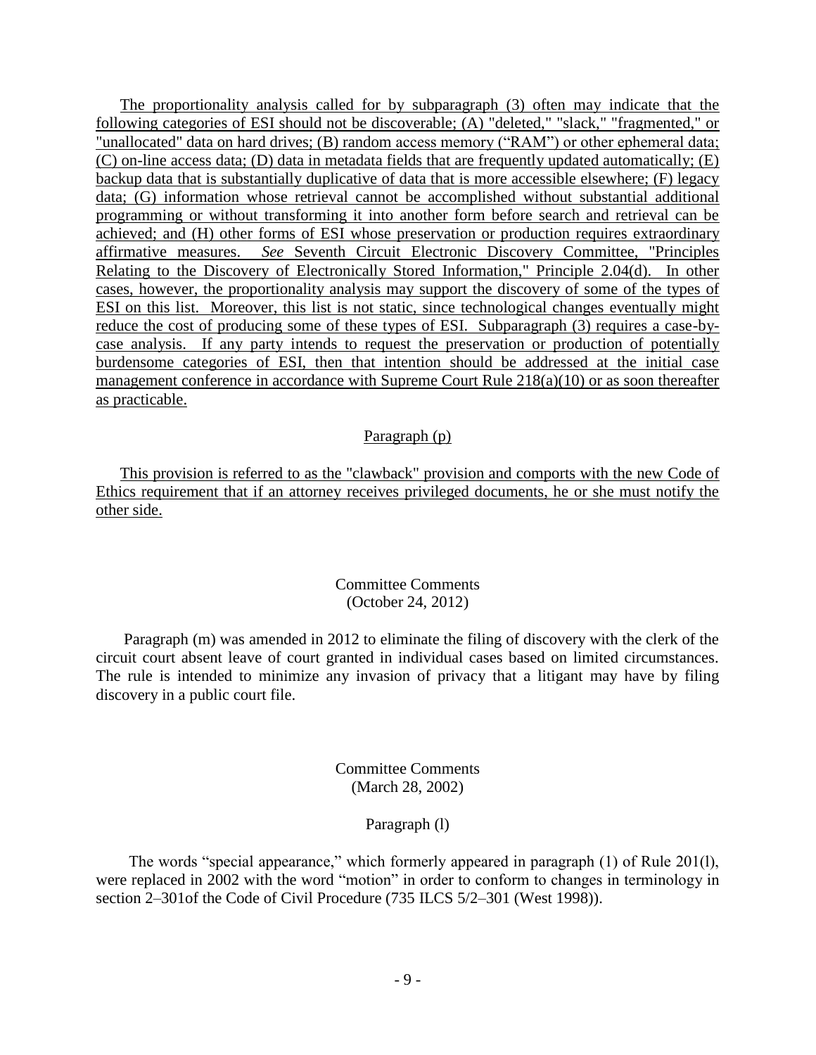The proportionality analysis called for by subparagraph (3) often may indicate that the following categories of ESI should not be discoverable; (A) "deleted," "slack," "fragmented," or "unallocated" data on hard drives; (B) random access memory ("RAM") or other ephemeral data; (C) on-line access data; (D) data in metadata fields that are frequently updated automatically; (E) backup data that is substantially duplicative of data that is more accessible elsewhere; (F) legacy data; (G) information whose retrieval cannot be accomplished without substantial additional programming or without transforming it into another form before search and retrieval can be achieved; and (H) other forms of ESI whose preservation or production requires extraordinary affirmative measures. *See* Seventh Circuit Electronic Discovery Committee, "Principles Relating to the Discovery of Electronically Stored Information," Principle 2.04(d). In other cases, however, the proportionality analysis may support the discovery of some of the types of ESI on this list. Moreover, this list is not static, since technological changes eventually might reduce the cost of producing some of these types of ESI. Subparagraph (3) requires a case-by-case analysis. If any party intends to request the preservation or production of potentially burdensome categories of ESI, then that intention should be addressed at the initial case management conference in accordance with Supreme Court Rule 218(a)(10) or as soon thereafter as practicable.

Paragraph (p)

This provision is referred to as the "clawback" provision and comports with the new Code of Ethics requirement that if an attorney receives privileged documents, he or she must notify the other side.

## Committee Comments
(October 24, 2012)

Paragraph (m) was amended in 2012 to eliminate the filing of discovery with the clerk of the circuit court absent leave of court granted in individual cases based on limited circumstances. The rule is intended to minimize any invasion of privacy that a litigant may have by filing discovery in a public court file.

## Committee Comments
(March 28, 2002)

Paragraph (l)

The words "special appearance," which formerly appeared in paragraph (1) of Rule 201(l), were replaced in 2002 with the word "motion" in order to conform to changes in terminology in section 2–301of the Code of Civil Procedure (735 ILCS 5/2–301 (West 1998)).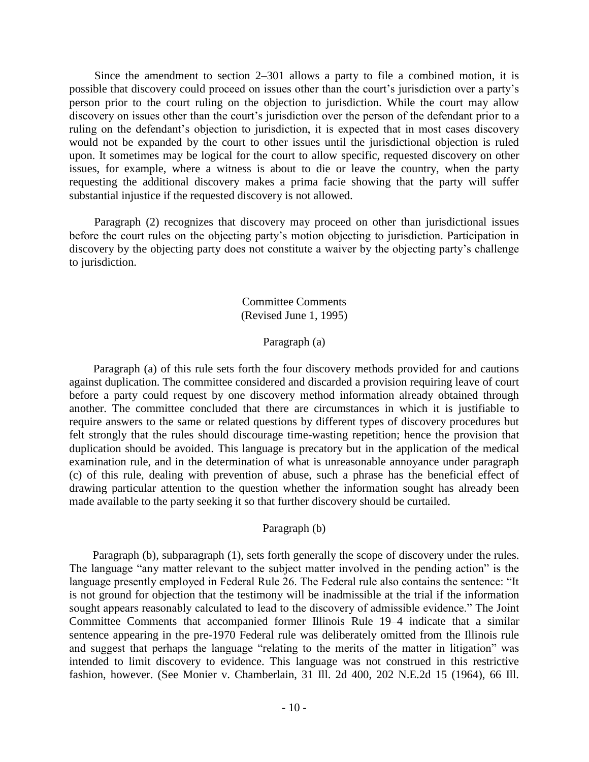Since the amendment to section 2–301 allows a party to file a combined motion, it is possible that discovery could proceed on issues other than the court's jurisdiction over a party's person prior to the court ruling on the objection to jurisdiction. While the court may allow discovery on issues other than the court's jurisdiction over the person of the defendant prior to a ruling on the defendant's objection to jurisdiction, it is expected that in most cases discovery would not be expanded by the court to other issues until the jurisdictional objection is ruled upon. It sometimes may be logical for the court to allow specific, requested discovery on other issues, for example, where a witness is about to die or leave the country, when the party requesting the additional discovery makes a prima facie showing that the party will suffer substantial injustice if the requested discovery is not allowed.

Paragraph (2) recognizes that discovery may proceed on other than jurisdictional issues before the court rules on the objecting party's motion objecting to jurisdiction. Participation in discovery by the objecting party does not constitute a waiver by the objecting party's challenge to jurisdiction.

## Committee Comments
(Revised June 1, 1995)

### Paragraph (a)

Paragraph (a) of this rule sets forth the four discovery methods provided for and cautions against duplication. The committee considered and discarded a provision requiring leave of court before a party could request by one discovery method information already obtained through another. The committee concluded that there are circumstances in which it is justifiable to require answers to the same or related questions by different types of discovery procedures but felt strongly that the rules should discourage time-wasting repetition; hence the provision that duplication should be avoided. This language is precatory but in the application of the medical examination rule, and in the determination of what is unreasonable annoyance under paragraph (c) of this rule, dealing with prevention of abuse, such a phrase has the beneficial effect of drawing particular attention to the question whether the information sought has already been made available to the party seeking it so that further discovery should be curtailed.

### Paragraph (b)

Paragraph (b), subparagraph (1), sets forth generally the scope of discovery under the rules. The language "any matter relevant to the subject matter involved in the pending action" is the language presently employed in Federal Rule 26. The Federal rule also contains the sentence: "It is not ground for objection that the testimony will be inadmissible at the trial if the information sought appears reasonably calculated to lead to the discovery of admissible evidence." The Joint Committee Comments that accompanied former Illinois Rule 19–4 indicate that a similar sentence appearing in the pre-1970 Federal rule was deliberately omitted from the Illinois rule and suggest that perhaps the language "relating to the merits of the matter in litigation" was intended to limit discovery to evidence. This language was not construed in this restrictive fashion, however. (See Monier v. Chamberlain, 31 Ill. 2d 400, 202 N.E.2d 15 (1964), 66 Ill.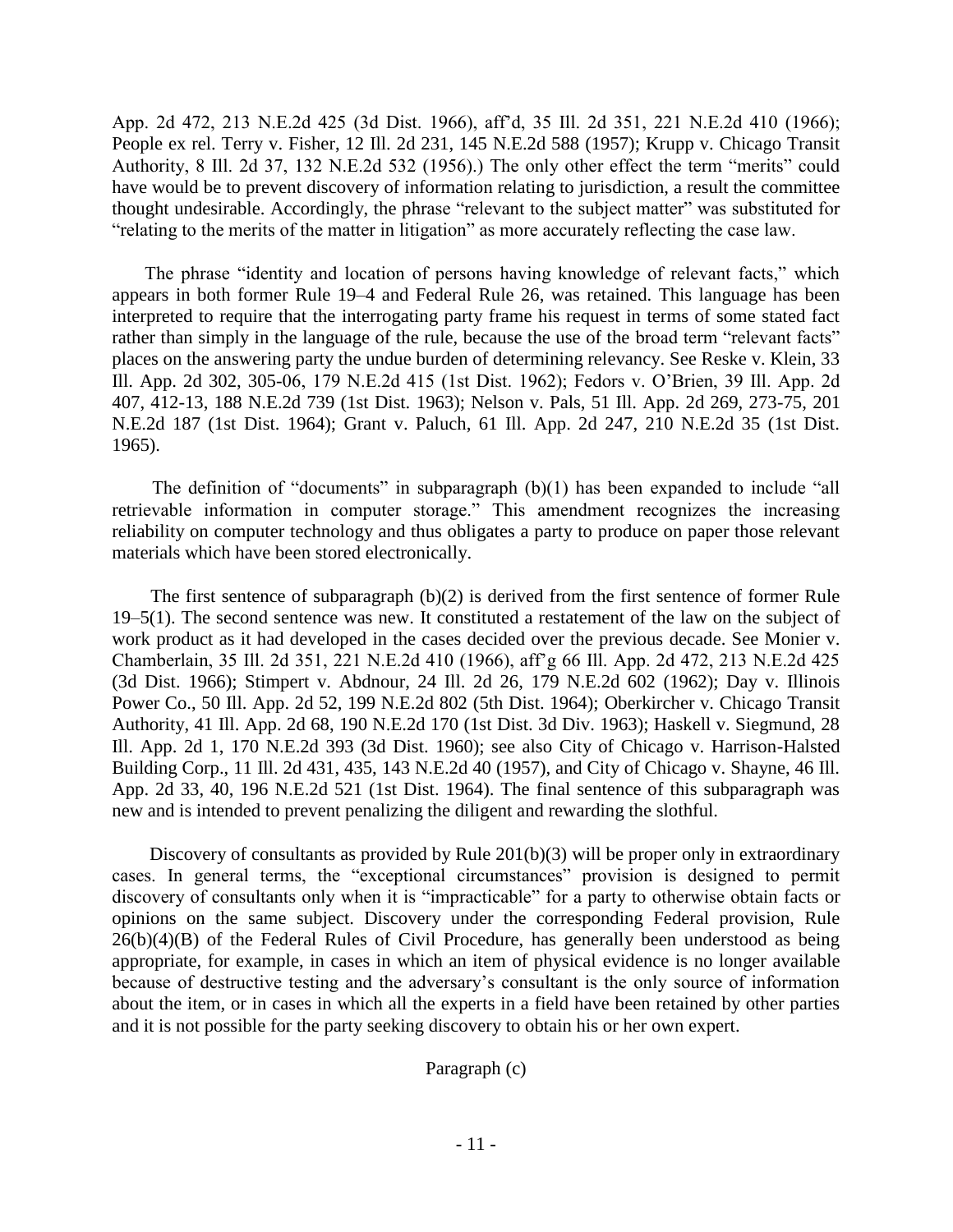App. 2d 472, 213 N.E.2d 425 (3d Dist. 1966), aff'd, 35 Ill. 2d 351, 221 N.E.2d 410 (1966); People ex rel. Terry v. Fisher, 12 Ill. 2d 231, 145 N.E.2d 588 (1957); Krupp v. Chicago Transit Authority, 8 Ill. 2d 37, 132 N.E.2d 532 (1956).) The only other effect the term "merits" could have would be to prevent discovery of information relating to jurisdiction, a result the committee thought undesirable. Accordingly, the phrase "relevant to the subject matter" was substituted for "relating to the merits of the matter in litigation" as more accurately reflecting the case law.

The phrase "identity and location of persons having knowledge of relevant facts," which appears in both former Rule 19–4 and Federal Rule 26, was retained. This language has been interpreted to require that the interrogating party frame his request in terms of some stated fact rather than simply in the language of the rule, because the use of the broad term "relevant facts" places on the answering party the undue burden of determining relevancy. See Reske v. Klein, 33 Ill. App. 2d 302, 305-06, 179 N.E.2d 415 (1st Dist. 1962); Fedors v. O'Brien, 39 Ill. App. 2d 407, 412-13, 188 N.E.2d 739 (1st Dist. 1963); Nelson v. Pals, 51 Ill. App. 2d 269, 273-75, 201 N.E.2d 187 (1st Dist. 1964); Grant v. Paluch, 61 Ill. App. 2d 247, 210 N.E.2d 35 (1st Dist. 1965).

The definition of "documents" in subparagraph (b)(1) has been expanded to include "all retrievable information in computer storage." This amendment recognizes the increasing reliability on computer technology and thus obligates a party to produce on paper those relevant materials which have been stored electronically.

The first sentence of subparagraph (b)(2) is derived from the first sentence of former Rule 19–5(1). The second sentence was new. It constituted a restatement of the law on the subject of work product as it had developed in the cases decided over the previous decade. See Monier v. Chamberlain, 35 Ill. 2d 351, 221 N.E.2d 410 (1966), aff'g 66 Ill. App. 2d 472, 213 N.E.2d 425 (3d Dist. 1966); Stimpert v. Abdnour, 24 Ill. 2d 26, 179 N.E.2d 602 (1962); Day v. Illinois Power Co., 50 Ill. App. 2d 52, 199 N.E.2d 802 (5th Dist. 1964); Oberkircher v. Chicago Transit Authority, 41 Ill. App. 2d 68, 190 N.E.2d 170 (1st Dist. 3d Div. 1963); Haskell v. Siegmund, 28 Ill. App. 2d 1, 170 N.E.2d 393 (3d Dist. 1960); see also City of Chicago v. Harrison-Halsted Building Corp., 11 Ill. 2d 431, 435, 143 N.E.2d 40 (1957), and City of Chicago v. Shayne, 46 Ill. App. 2d 33, 40, 196 N.E.2d 521 (1st Dist. 1964). The final sentence of this subparagraph was new and is intended to prevent penalizing the diligent and rewarding the slothful.

Discovery of consultants as provided by Rule 201(b)(3) will be proper only in extraordinary cases. In general terms, the "exceptional circumstances" provision is designed to permit discovery of consultants only when it is "impracticable" for a party to otherwise obtain facts or opinions on the same subject. Discovery under the corresponding Federal provision, Rule 26(b)(4)(B) of the Federal Rules of Civil Procedure, has generally been understood as being appropriate, for example, in cases in which an item of physical evidence is no longer available because of destructive testing and the adversary's consultant is the only source of information about the item, or in cases in which all the experts in a field have been retained by other parties and it is not possible for the party seeking discovery to obtain his or her own expert.

Paragraph (c)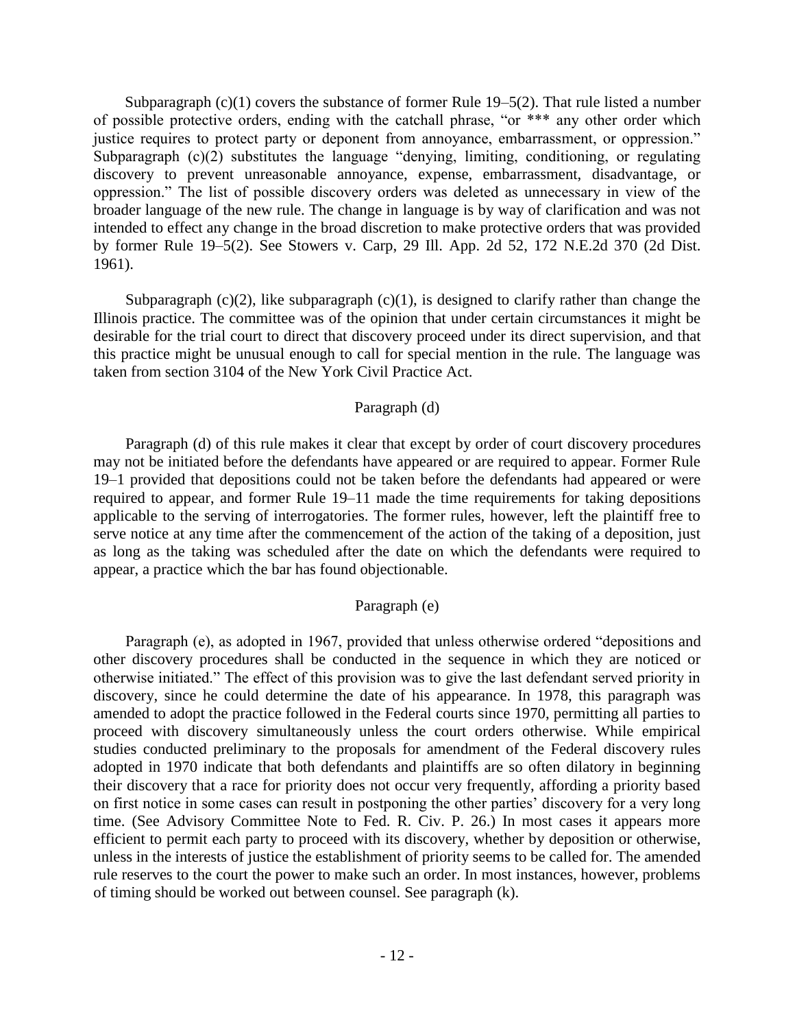Subparagraph (c)(1) covers the substance of former Rule 19–5(2). That rule listed a number of possible protective orders, ending with the catchall phrase, "or *** any other order which justice requires to protect party or deponent from annoyance, embarrassment, or oppression." Subparagraph (c)(2) substitutes the language "denying, limiting, conditioning, or regulating discovery to prevent unreasonable annoyance, expense, embarrassment, disadvantage, or oppression." The list of possible discovery orders was deleted as unnecessary in view of the broader language of the new rule. The change in language is by way of clarification and was not intended to effect any change in the broad discretion to make protective orders that was provided by former Rule 19–5(2). See Stowers v. Carp, 29 Ill. App. 2d 52, 172 N.E.2d 370 (2d Dist. 1961).

Subparagraph (c)(2), like subparagraph (c)(1), is designed to clarify rather than change the Illinois practice. The committee was of the opinion that under certain circumstances it might be desirable for the trial court to direct that discovery proceed under its direct supervision, and that this practice might be unusual enough to call for special mention in the rule. The language was taken from section 3104 of the New York Civil Practice Act.

## Paragraph (d)

Paragraph (d) of this rule makes it clear that except by order of court discovery procedures may not be initiated before the defendants have appeared or are required to appear. Former Rule 19–1 provided that depositions could not be taken before the defendants had appeared or were required to appear, and former Rule 19–11 made the time requirements for taking depositions applicable to the serving of interrogatories. The former rules, however, left the plaintiff free to serve notice at any time after the commencement of the action of the taking of a deposition, just as long as the taking was scheduled after the date on which the defendants were required to appear, a practice which the bar has found objectionable.

## Paragraph (e)

Paragraph (e), as adopted in 1967, provided that unless otherwise ordered "depositions and other discovery procedures shall be conducted in the sequence in which they are noticed or otherwise initiated." The effect of this provision was to give the last defendant served priority in discovery, since he could determine the date of his appearance. In 1978, this paragraph was amended to adopt the practice followed in the Federal courts since 1970, permitting all parties to proceed with discovery simultaneously unless the court orders otherwise. While empirical studies conducted preliminary to the proposals for amendment of the Federal discovery rules adopted in 1970 indicate that both defendants and plaintiffs are so often dilatory in beginning their discovery that a race for priority does not occur very frequently, affording a priority based on first notice in some cases can result in postponing the other parties' discovery for a very long time. (See Advisory Committee Note to Fed. R. Civ. P. 26.) In most cases it appears more efficient to permit each party to proceed with its discovery, whether by deposition or otherwise, unless in the interests of justice the establishment of priority seems to be called for. The amended rule reserves to the court the power to make such an order. In most instances, however, problems of timing should be worked out between counsel. See paragraph (k).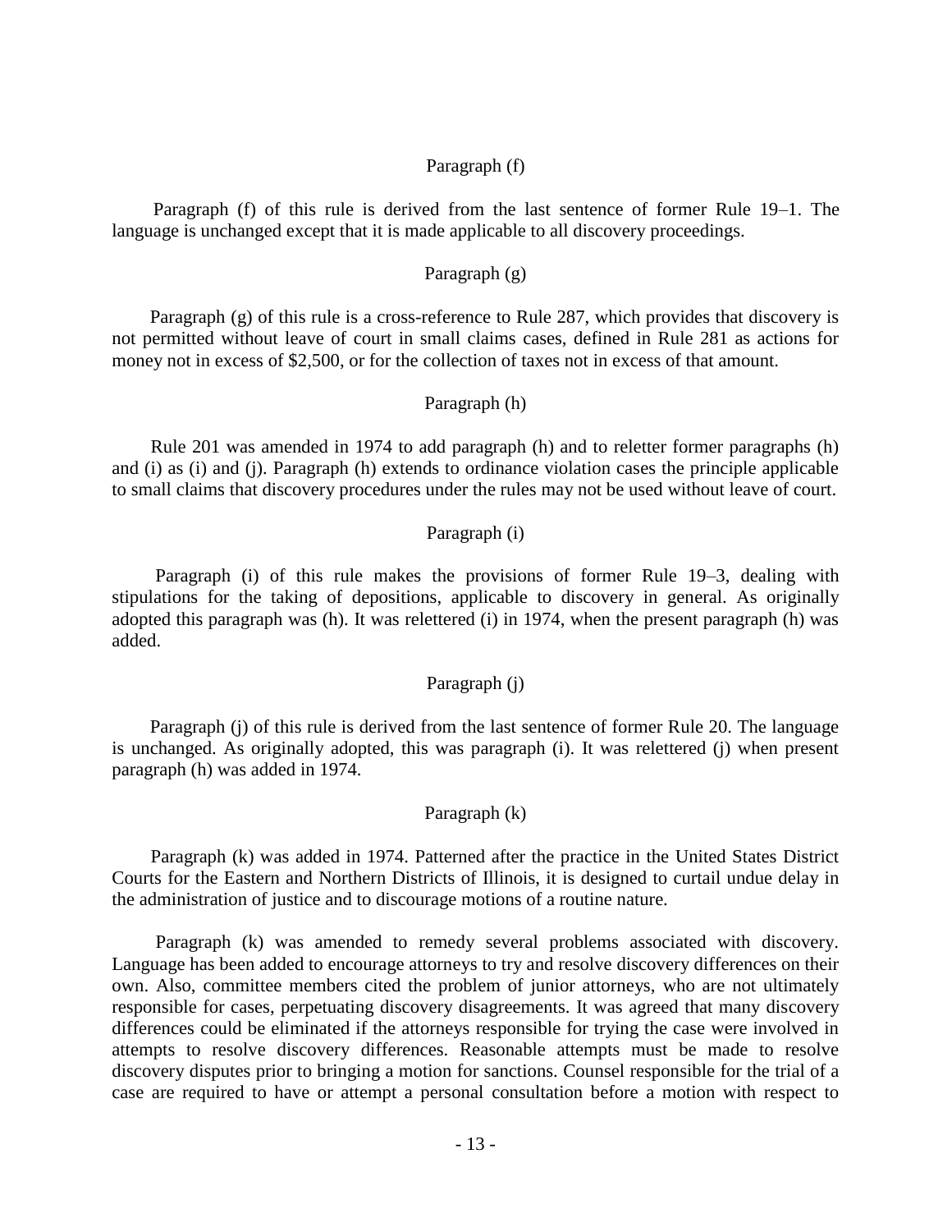### Paragraph (f)

Paragraph (f) of this rule is derived from the last sentence of former Rule 19–1. The language is unchanged except that it is made applicable to all discovery proceedings.

### Paragraph (g)

Paragraph (g) of this rule is a cross-reference to Rule 287, which provides that discovery is not permitted without leave of court in small claims cases, defined in Rule 281 as actions for money not in excess of $2,500, or for the collection of taxes not in excess of that amount.

### Paragraph (h)

Rule 201 was amended in 1974 to add paragraph (h) and to reletter former paragraphs (h) and (i) as (i) and (j). Paragraph (h) extends to ordinance violation cases the principle applicable to small claims that discovery procedures under the rules may not be used without leave of court.

### Paragraph (i)

Paragraph (i) of this rule makes the provisions of former Rule 19–3, dealing with stipulations for the taking of depositions, applicable to discovery in general. As originally adopted this paragraph was (h). It was relettered (i) in 1974, when the present paragraph (h) was added.

### Paragraph (j)

Paragraph (j) of this rule is derived from the last sentence of former Rule 20. The language is unchanged. As originally adopted, this was paragraph (i). It was relettered (j) when present paragraph (h) was added in 1974.

### Paragraph (k)

Paragraph (k) was added in 1974. Patterned after the practice in the United States District Courts for the Eastern and Northern Districts of Illinois, it is designed to curtail undue delay in the administration of justice and to discourage motions of a routine nature.

Paragraph (k) was amended to remedy several problems associated with discovery. Language has been added to encourage attorneys to try and resolve discovery differences on their own. Also, committee members cited the problem of junior attorneys, who are not ultimately responsible for cases, perpetuating discovery disagreements. It was agreed that many discovery differences could be eliminated if the attorneys responsible for trying the case were involved in attempts to resolve discovery differences. Reasonable attempts must be made to resolve discovery disputes prior to bringing a motion for sanctions. Counsel responsible for the trial of a case are required to have or attempt a personal consultation before a motion with respect to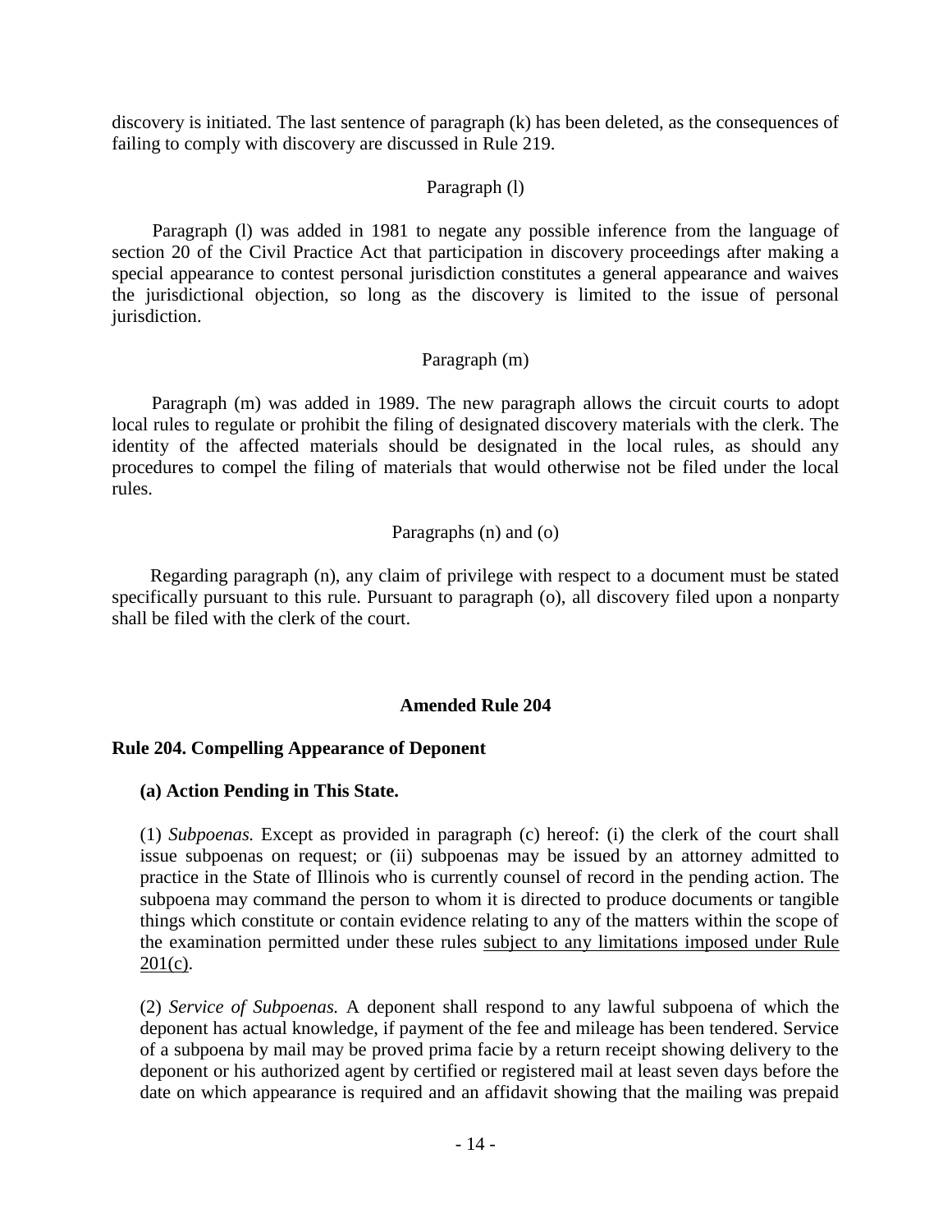discovery is initiated. The last sentence of paragraph (k) has been deleted, as the consequences of failing to comply with discovery are discussed in Rule 219.

Paragraph (l)

Paragraph (l) was added in 1981 to negate any possible inference from the language of section 20 of the Civil Practice Act that participation in discovery proceedings after making a special appearance to contest personal jurisdiction constitutes a general appearance and waives the jurisdictional objection, so long as the discovery is limited to the issue of personal jurisdiction.

Paragraph (m)

Paragraph (m) was added in 1989. The new paragraph allows the circuit courts to adopt local rules to regulate or prohibit the filing of designated discovery materials with the clerk. The identity of the affected materials should be designated in the local rules, as should any procedures to compel the filing of materials that would otherwise not be filed under the local rules.

Paragraphs (n) and (o)

Regarding paragraph (n), any claim of privilege with respect to a document must be stated specifically pursuant to this rule. Pursuant to paragraph (o), all discovery filed upon a nonparty shall be filed with the clerk of the court.

## Amended Rule 204

### Rule 204. Compelling Appearance of Deponent

**(a) Action Pending in This State.**

(1) *Subpoenas.* Except as provided in paragraph (c) hereof: (i) the clerk of the court shall issue subpoenas on request; or (ii) subpoenas may be issued by an attorney admitted to practice in the State of Illinois who is currently counsel of record in the pending action. The subpoena may command the person to whom it is directed to produce documents or tangible things which constitute or contain evidence relating to any of the matters within the scope of the examination permitted under these rules <u>subject to any limitations imposed under Rule 201(c)</u>.

(2) *Service of Subpoenas.* A deponent shall respond to any lawful subpoena of which the deponent has actual knowledge, if payment of the fee and mileage has been tendered. Service of a subpoena by mail may be proved prima facie by a return receipt showing delivery to the deponent or his authorized agent by certified or registered mail at least seven days before the date on which appearance is required and an affidavit showing that the mailing was prepaid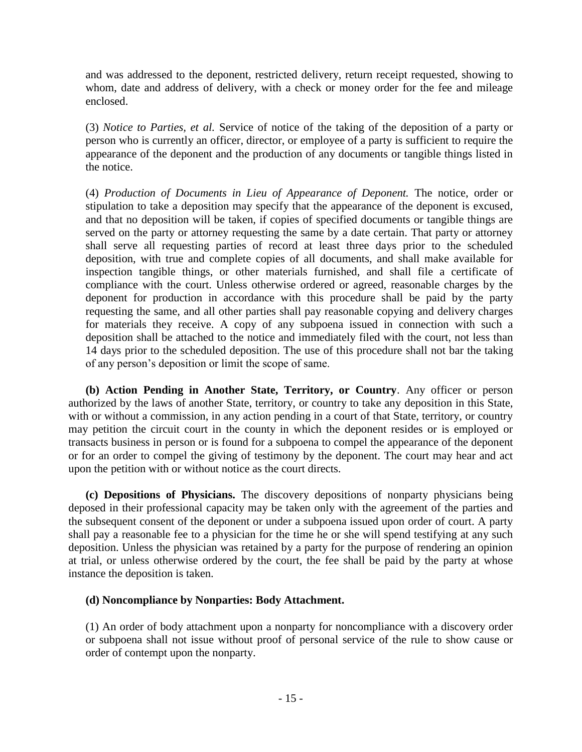and was addressed to the deponent, restricted delivery, return receipt requested, showing to whom, date and address of delivery, with a check or money order for the fee and mileage enclosed.

(3) *Notice to Parties, et al.* Service of notice of the taking of the deposition of a party or person who is currently an officer, director, or employee of a party is sufficient to require the appearance of the deponent and the production of any documents or tangible things listed in the notice.

(4) *Production of Documents in Lieu of Appearance of Deponent.* The notice, order or stipulation to take a deposition may specify that the appearance of the deponent is excused, and that no deposition will be taken, if copies of specified documents or tangible things are served on the party or attorney requesting the same by a date certain. That party or attorney shall serve all requesting parties of record at least three days prior to the scheduled deposition, with true and complete copies of all documents, and shall make available for inspection tangible things, or other materials furnished, and shall file a certificate of compliance with the court. Unless otherwise ordered or agreed, reasonable charges by the deponent for production in accordance with this procedure shall be paid by the party requesting the same, and all other parties shall pay reasonable copying and delivery charges for materials they receive. A copy of any subpoena issued in connection with such a deposition shall be attached to the notice and immediately filed with the court, not less than 14 days prior to the scheduled deposition. The use of this procedure shall not bar the taking of any person's deposition or limit the scope of same.

**(b) Action Pending in Another State, Territory, or Country**. Any officer or person authorized by the laws of another State, territory, or country to take any deposition in this State, with or without a commission, in any action pending in a court of that State, territory, or country may petition the circuit court in the county in which the deponent resides or is employed or transacts business in person or is found for a subpoena to compel the appearance of the deponent or for an order to compel the giving of testimony by the deponent. The court may hear and act upon the petition with or without notice as the court directs.

**(c) Depositions of Physicians.** The discovery depositions of nonparty physicians being deposed in their professional capacity may be taken only with the agreement of the parties and the subsequent consent of the deponent or under a subpoena issued upon order of court. A party shall pay a reasonable fee to a physician for the time he or she will spend testifying at any such deposition. Unless the physician was retained by a party for the purpose of rendering an opinion at trial, or unless otherwise ordered by the court, the fee shall be paid by the party at whose instance the deposition is taken.

**(d) Noncompliance by Nonparties: Body Attachment.**

(1) An order of body attachment upon a nonparty for noncompliance with a discovery order or subpoena shall not issue without proof of personal service of the rule to show cause or order of contempt upon the nonparty.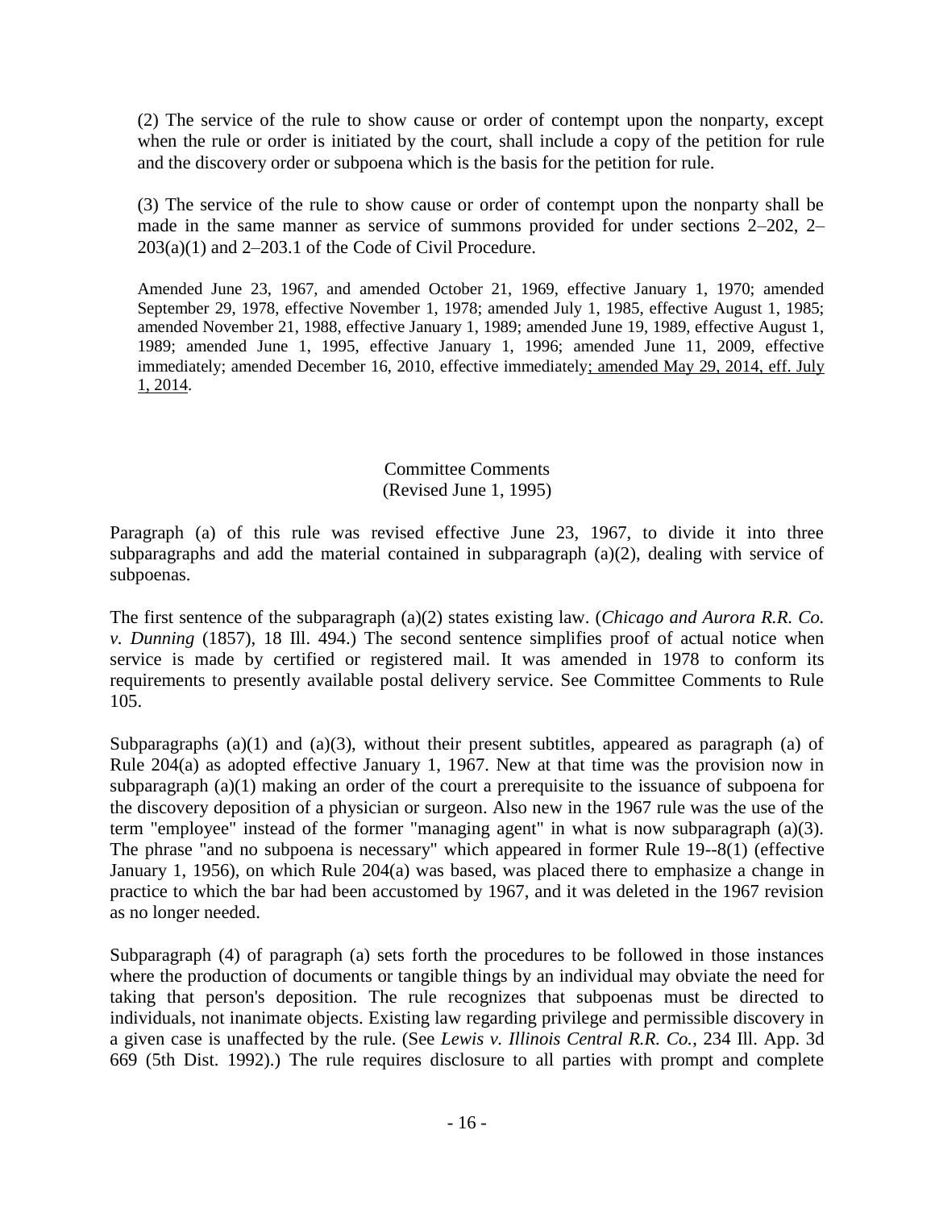(2) The service of the rule to show cause or order of contempt upon the nonparty, except when the rule or order is initiated by the court, shall include a copy of the petition for rule and the discovery order or subpoena which is the basis for the petition for rule.

(3) The service of the rule to show cause or order of contempt upon the nonparty shall be made in the same manner as service of summons provided for under sections 2–202, 2–203(a)(1) and 2–203.1 of the Code of Civil Procedure.

Amended June 23, 1967, and amended October 21, 1969, effective January 1, 1970; amended September 29, 1978, effective November 1, 1978; amended July 1, 1985, effective August 1, 1985; amended November 21, 1988, effective January 1, 1989; amended June 19, 1989, effective August 1, 1989; amended June 1, 1995, effective January 1, 1996; amended June 11, 2009, effective immediately; amended December 16, 2010, effective immediately; amended May 29, 2014, eff. July 1, 2014.

Committee Comments
(Revised June 1, 1995)

Paragraph (a) of this rule was revised effective June 23, 1967, to divide it into three subparagraphs and add the material contained in subparagraph (a)(2), dealing with service of subpoenas.

The first sentence of the subparagraph (a)(2) states existing law. (*Chicago and Aurora R.R. Co. v. Dunning* (1857), 18 Ill. 494.) The second sentence simplifies proof of actual notice when service is made by certified or registered mail. It was amended in 1978 to conform its requirements to presently available postal delivery service. See Committee Comments to Rule 105.

Subparagraphs (a)(1) and (a)(3), without their present subtitles, appeared as paragraph (a) of Rule 204(a) as adopted effective January 1, 1967. New at that time was the provision now in subparagraph (a)(1) making an order of the court a prerequisite to the issuance of subpoena for the discovery deposition of a physician or surgeon. Also new in the 1967 rule was the use of the term "employee" instead of the former "managing agent" in what is now subparagraph (a)(3). The phrase "and no subpoena is necessary" which appeared in former Rule 19--8(1) (effective January 1, 1956), on which Rule 204(a) was based, was placed there to emphasize a change in practice to which the bar had been accustomed by 1967, and it was deleted in the 1967 revision as no longer needed.

Subparagraph (4) of paragraph (a) sets forth the procedures to be followed in those instances where the production of documents or tangible things by an individual may obviate the need for taking that person's deposition. The rule recognizes that subpoenas must be directed to individuals, not inanimate objects. Existing law regarding privilege and permissible discovery in a given case is unaffected by the rule. (See *Lewis v. Illinois Central R.R. Co.*, 234 Ill. App. 3d 669 (5th Dist. 1992).) The rule requires disclosure to all parties with prompt and complete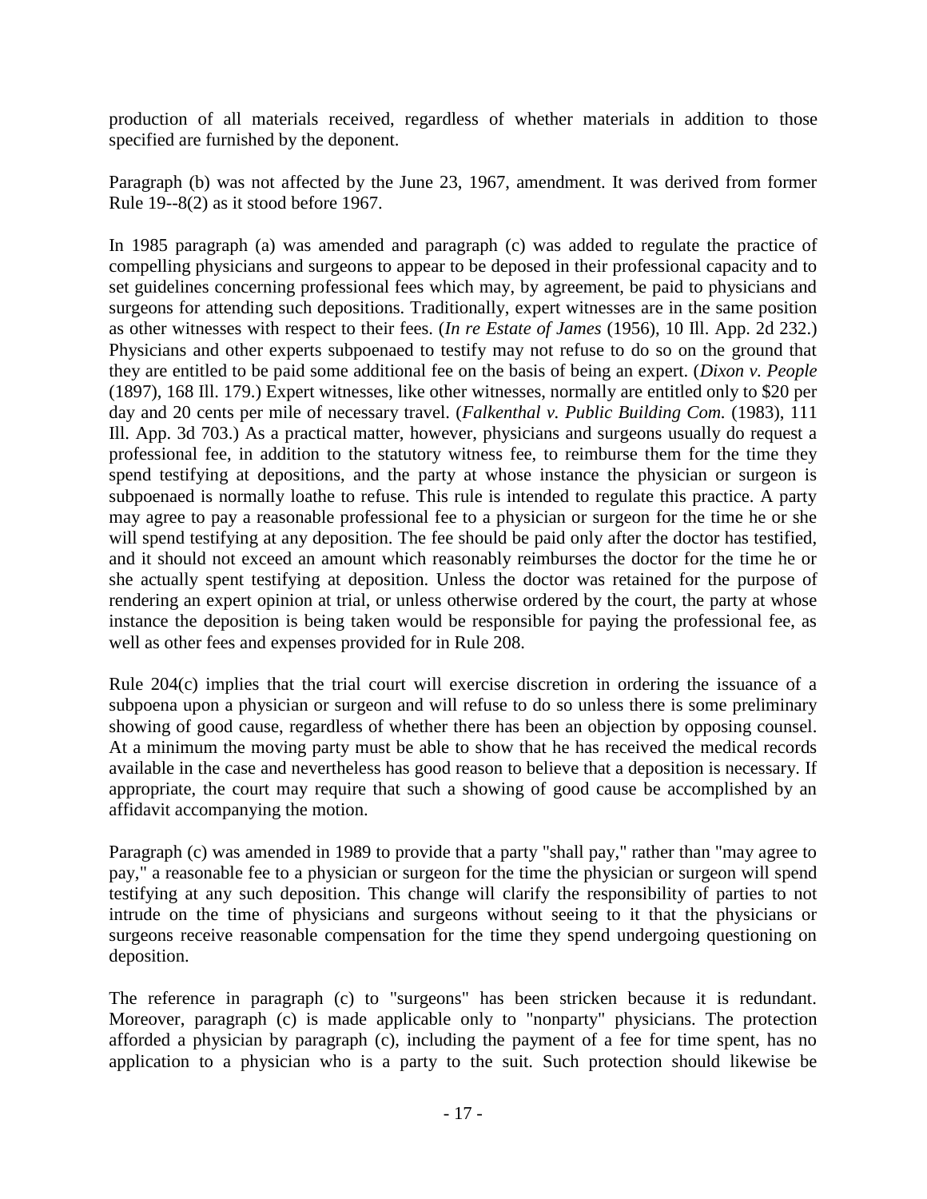production of all materials received, regardless of whether materials in addition to those specified are furnished by the deponent.

Paragraph (b) was not affected by the June 23, 1967, amendment. It was derived from former Rule 19--8(2) as it stood before 1967.

In 1985 paragraph (a) was amended and paragraph (c) was added to regulate the practice of compelling physicians and surgeons to appear to be deposed in their professional capacity and to set guidelines concerning professional fees which may, by agreement, be paid to physicians and surgeons for attending such depositions. Traditionally, expert witnesses are in the same position as other witnesses with respect to their fees. (*In re Estate of James* (1956), 10 Ill. App. 2d 232.) Physicians and other experts subpoenaed to testify may not refuse to do so on the ground that they are entitled to be paid some additional fee on the basis of being an expert. (*Dixon v. People* (1897), 168 Ill. 179.) Expert witnesses, like other witnesses, normally are entitled only to $20 per day and 20 cents per mile of necessary travel. (*Falkenthal v. Public Building Com.* (1983), 111 Ill. App. 3d 703.) As a practical matter, however, physicians and surgeons usually do request a professional fee, in addition to the statutory witness fee, to reimburse them for the time they spend testifying at depositions, and the party at whose instance the physician or surgeon is subpoenaed is normally loathe to refuse. This rule is intended to regulate this practice. A party may agree to pay a reasonable professional fee to a physician or surgeon for the time he or she will spend testifying at any deposition. The fee should be paid only after the doctor has testified, and it should not exceed an amount which reasonably reimburses the doctor for the time he or she actually spent testifying at deposition. Unless the doctor was retained for the purpose of rendering an expert opinion at trial, or unless otherwise ordered by the court, the party at whose instance the deposition is being taken would be responsible for paying the professional fee, as well as other fees and expenses provided for in Rule 208.

Rule 204(c) implies that the trial court will exercise discretion in ordering the issuance of a subpoena upon a physician or surgeon and will refuse to do so unless there is some preliminary showing of good cause, regardless of whether there has been an objection by opposing counsel. At a minimum the moving party must be able to show that he has received the medical records available in the case and nevertheless has good reason to believe that a deposition is necessary. If appropriate, the court may require that such a showing of good cause be accomplished by an affidavit accompanying the motion.

Paragraph (c) was amended in 1989 to provide that a party "shall pay," rather than "may agree to pay," a reasonable fee to a physician or surgeon for the time the physician or surgeon will spend testifying at any such deposition. This change will clarify the responsibility of parties to not intrude on the time of physicians and surgeons without seeing to it that the physicians or surgeons receive reasonable compensation for the time they spend undergoing questioning on deposition.

The reference in paragraph (c) to "surgeons" has been stricken because it is redundant. Moreover, paragraph (c) is made applicable only to "nonparty" physicians. The protection afforded a physician by paragraph (c), including the payment of a fee for time spent, has no application to a physician who is a party to the suit. Such protection should likewise be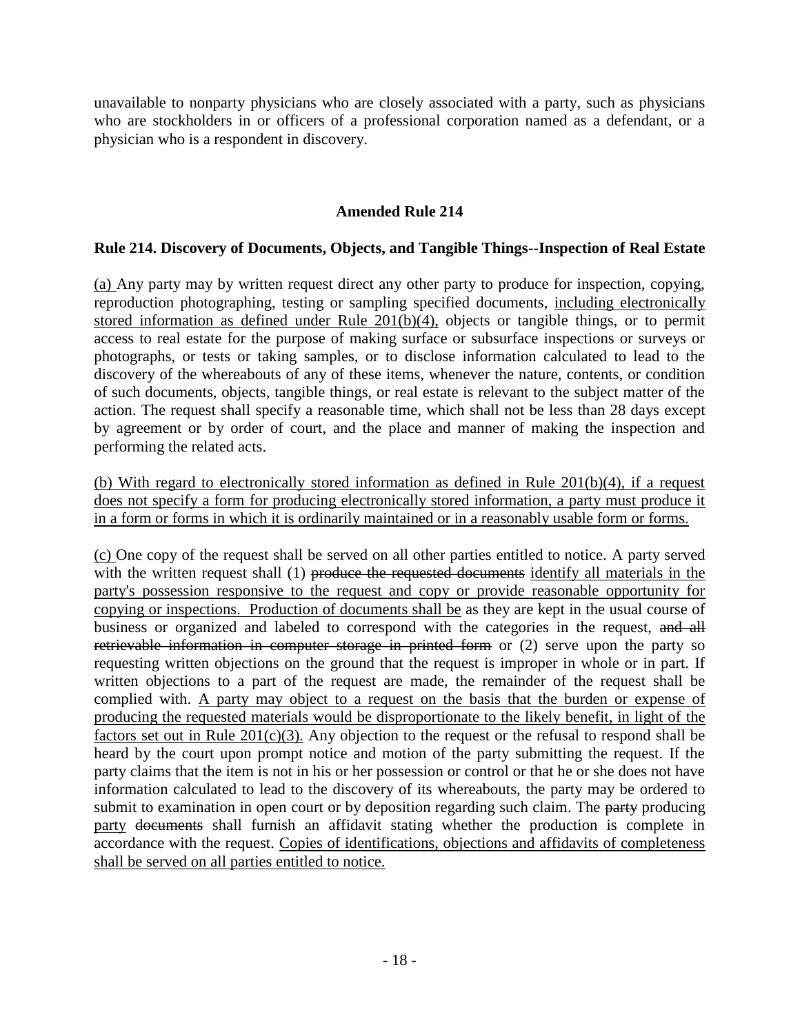unavailable to nonparty physicians who are closely associated with a party, such as physicians who are stockholders in or officers of a professional corporation named as a defendant, or a physician who is a respondent in discovery.

## Amended Rule 214

### Rule 214. Discovery of Documents, Objects, and Tangible Things--Inspection of Real Estate

<u>(a)</u> Any party may by written request direct any other party to produce for inspection, copying, reproduction photographing, testing or sampling specified documents, <u>including electronically stored information as defined under Rule 201(b)(4),</u> objects or tangible things, or to permit access to real estate for the purpose of making surface or subsurface inspections or surveys or photographs, or tests or taking samples, or to disclose information calculated to lead to the discovery of the whereabouts of any of these items, whenever the nature, contents, or condition of such documents, objects, tangible things, or real estate is relevant to the subject matter of the action. The request shall specify a reasonable time, which shall not be less than 28 days except by agreement or by order of court, and the place and manner of making the inspection and performing the related acts.

<u>(b) With regard to electronically stored information as defined in Rule 201(b)(4), if a request does not specify a form for producing electronically stored information, a party must produce it in a form or forms in which it is ordinarily maintained or in a reasonably usable form or forms.</u>

<u>(c)</u> One copy of the request shall be served on all other parties entitled to notice. A party served with the written request shall (1) ~~produce the requested documents~~ <u>identify all materials in the party's possession responsive to the request and copy or provide reasonable opportunity for copying or inspections. Production of documents shall be</u> as they are kept in the usual course of business or organized and labeled to correspond with the categories in the request, ~~and all retrievable information in computer storage in printed form~~ or (2) serve upon the party so requesting written objections on the ground that the request is improper in whole or in part. If written objections to a part of the request are made, the remainder of the request shall be complied with. <u>A party may object to a request on the basis that the burden or expense of producing the requested materials would be disproportionate to the likely benefit, in light of the factors set out in Rule 201(c)(3).</u> Any objection to the request or the refusal to respond shall be heard by the court upon prompt notice and motion of the party submitting the request. If the party claims that the item is not in his or her possession or control or that he or she does not have information calculated to lead to the discovery of its whereabouts, the party may be ordered to submit to examination in open court or by deposition regarding such claim. The ~~party~~ producing <u>party</u> ~~documents~~ shall furnish an affidavit stating whether the production is complete in accordance with the request. <u>Copies of identifications, objections and affidavits of completeness shall be served on all parties entitled to notice.</u>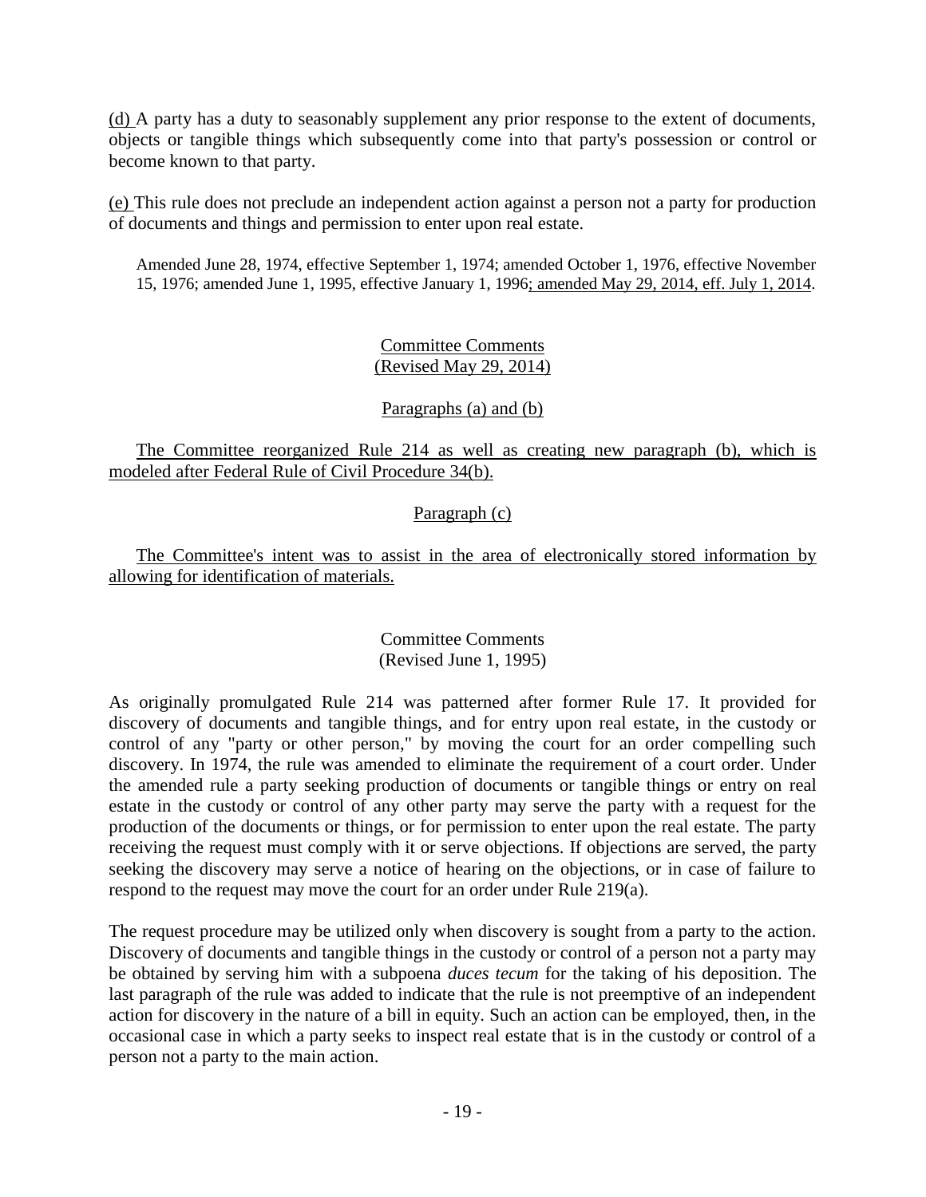(d) A party has a duty to seasonably supplement any prior response to the extent of documents, objects or tangible things which subsequently come into that party's possession or control or become known to that party.

(e) This rule does not preclude an independent action against a person not a party for production of documents and things and permission to enter upon real estate.

Amended June 28, 1974, effective September 1, 1974; amended October 1, 1976, effective November 15, 1976; amended June 1, 1995, effective January 1, 1996; amended May 29, 2014, eff. July 1, 2014.

Committee Comments
(Revised May 29, 2014)

Paragraphs (a) and (b)

The Committee reorganized Rule 214 as well as creating new paragraph (b), which is modeled after Federal Rule of Civil Procedure 34(b).

Paragraph (c)

The Committee's intent was to assist in the area of electronically stored information by allowing for identification of materials.

Committee Comments
(Revised June 1, 1995)

As originally promulgated Rule 214 was patterned after former Rule 17. It provided for discovery of documents and tangible things, and for entry upon real estate, in the custody or control of any "party or other person," by moving the court for an order compelling such discovery. In 1974, the rule was amended to eliminate the requirement of a court order. Under the amended rule a party seeking production of documents or tangible things or entry on real estate in the custody or control of any other party may serve the party with a request for the production of the documents or things, or for permission to enter upon the real estate. The party receiving the request must comply with it or serve objections. If objections are served, the party seeking the discovery may serve a notice of hearing on the objections, or in case of failure to respond to the request may move the court for an order under Rule 219(a).

The request procedure may be utilized only when discovery is sought from a party to the action. Discovery of documents and tangible things in the custody or control of a person not a party may be obtained by serving him with a subpoena *duces tecum* for the taking of his deposition. The last paragraph of the rule was added to indicate that the rule is not preemptive of an independent action for discovery in the nature of a bill in equity. Such an action can be employed, then, in the occasional case in which a party seeks to inspect real estate that is in the custody or control of a person not a party to the main action.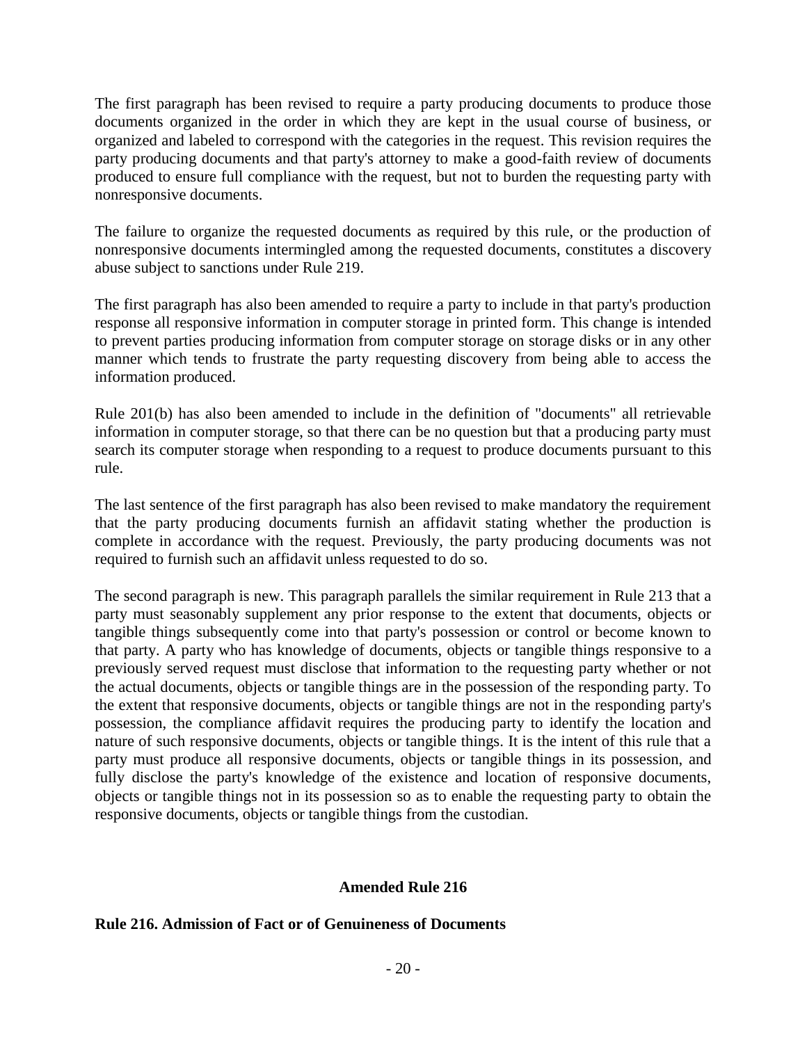The first paragraph has been revised to require a party producing documents to produce those documents organized in the order in which they are kept in the usual course of business, or organized and labeled to correspond with the categories in the request. This revision requires the party producing documents and that party's attorney to make a good-faith review of documents produced to ensure full compliance with the request, but not to burden the requesting party with nonresponsive documents.

The failure to organize the requested documents as required by this rule, or the production of nonresponsive documents intermingled among the requested documents, constitutes a discovery abuse subject to sanctions under Rule 219.

The first paragraph has also been amended to require a party to include in that party's production response all responsive information in computer storage in printed form. This change is intended to prevent parties producing information from computer storage on storage disks or in any other manner which tends to frustrate the party requesting discovery from being able to access the information produced.

Rule 201(b) has also been amended to include in the definition of "documents" all retrievable information in computer storage, so that there can be no question but that a producing party must search its computer storage when responding to a request to produce documents pursuant to this rule.

The last sentence of the first paragraph has also been revised to make mandatory the requirement that the party producing documents furnish an affidavit stating whether the production is complete in accordance with the request. Previously, the party producing documents was not required to furnish such an affidavit unless requested to do so.

The second paragraph is new. This paragraph parallels the similar requirement in Rule 213 that a party must seasonably supplement any prior response to the extent that documents, objects or tangible things subsequently come into that party's possession or control or become known to that party. A party who has knowledge of documents, objects or tangible things responsive to a previously served request must disclose that information to the requesting party whether or not the actual documents, objects or tangible things are in the possession of the responding party. To the extent that responsive documents, objects or tangible things are not in the responding party's possession, the compliance affidavit requires the producing party to identify the location and nature of such responsive documents, objects or tangible things. It is the intent of this rule that a party must produce all responsive documents, objects or tangible things in its possession, and fully disclose the party's knowledge of the existence and location of responsive documents, objects or tangible things not in its possession so as to enable the requesting party to obtain the responsive documents, objects or tangible things from the custodian.

## Amended Rule 216

**Rule 216. Admission of Fact or of Genuineness of Documents**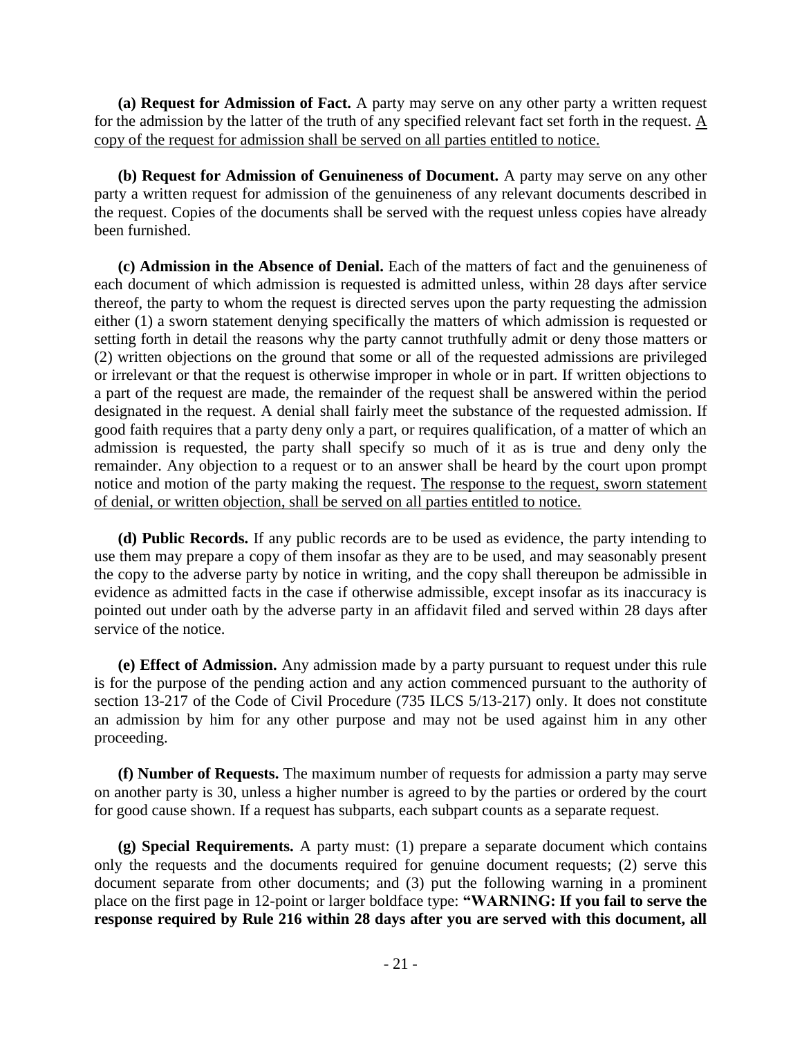**(a) Request for Admission of Fact.** A party may serve on any other party a written request for the admission by the latter of the truth of any specified relevant fact set forth in the request. <u>A copy of the request for admission shall be served on all parties entitled to notice.</u>

**(b) Request for Admission of Genuineness of Document.** A party may serve on any other party a written request for admission of the genuineness of any relevant documents described in the request. Copies of the documents shall be served with the request unless copies have already been furnished.

**(c) Admission in the Absence of Denial.** Each of the matters of fact and the genuineness of each document of which admission is requested is admitted unless, within 28 days after service thereof, the party to whom the request is directed serves upon the party requesting the admission either (1) a sworn statement denying specifically the matters of which admission is requested or setting forth in detail the reasons why the party cannot truthfully admit or deny those matters or (2) written objections on the ground that some or all of the requested admissions are privileged or irrelevant or that the request is otherwise improper in whole or in part. If written objections to a part of the request are made, the remainder of the request shall be answered within the period designated in the request. A denial shall fairly meet the substance of the requested admission. If good faith requires that a party deny only a part, or requires qualification, of a matter of which an admission is requested, the party shall specify so much of it as is true and deny only the remainder. Any objection to a request or to an answer shall be heard by the court upon prompt notice and motion of the party making the request. <u>The response to the request, sworn statement of denial, or written objection, shall be served on all parties entitled to notice.</u>

**(d) Public Records.** If any public records are to be used as evidence, the party intending to use them may prepare a copy of them insofar as they are to be used, and may seasonably present the copy to the adverse party by notice in writing, and the copy shall thereupon be admissible in evidence as admitted facts in the case if otherwise admissible, except insofar as its inaccuracy is pointed out under oath by the adverse party in an affidavit filed and served within 28 days after service of the notice.

**(e) Effect of Admission.** Any admission made by a party pursuant to request under this rule is for the purpose of the pending action and any action commenced pursuant to the authority of section 13-217 of the Code of Civil Procedure (735 ILCS 5/13-217) only. It does not constitute an admission by him for any other purpose and may not be used against him in any other proceeding.

**(f) Number of Requests.** The maximum number of requests for admission a party may serve on another party is 30, unless a higher number is agreed to by the parties or ordered by the court for good cause shown. If a request has subparts, each subpart counts as a separate request.

**(g) Special Requirements.** A party must: (1) prepare a separate document which contains only the requests and the documents required for genuine document requests; (2) serve this document separate from other documents; and (3) put the following warning in a prominent place on the first page in 12-point or larger boldface type: **"WARNING: If you fail to serve the response required by Rule 216 within 28 days after you are served with this document, all**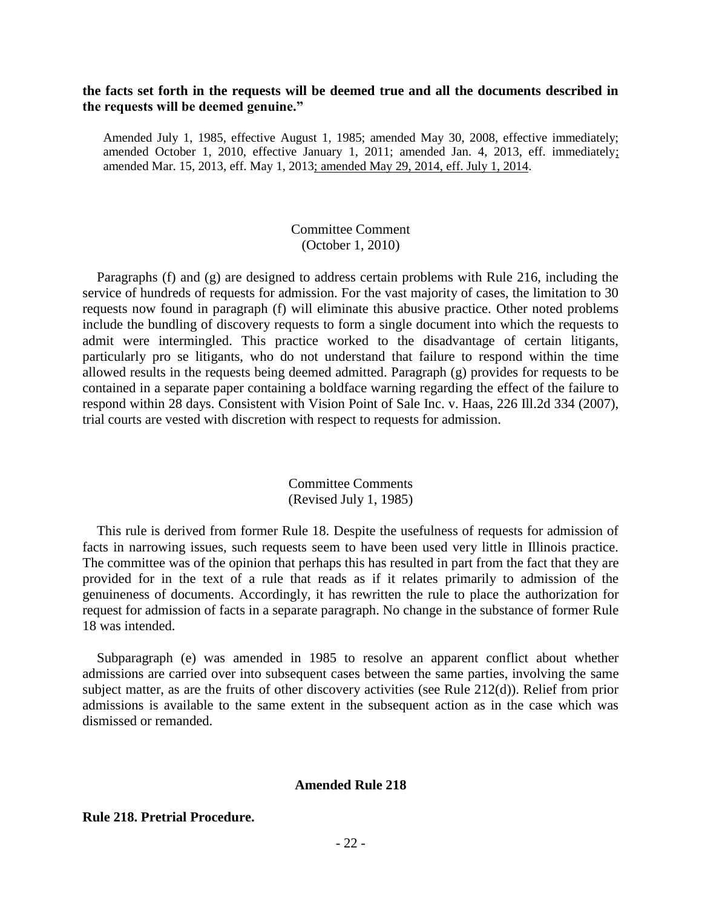**the facts set forth in the requests will be deemed true and all the documents described in the requests will be deemed genuine."**

Amended July 1, 1985, effective August 1, 1985; amended May 30, 2008, effective immediately; amended October 1, 2010, effective January 1, 2011; amended Jan. 4, 2013, eff. immediately; amended Mar. 15, 2013, eff. May 1, 2013; amended May 29, 2014, eff. July 1, 2014.

Committee Comment
(October 1, 2010)

Paragraphs (f) and (g) are designed to address certain problems with Rule 216, including the service of hundreds of requests for admission. For the vast majority of cases, the limitation to 30 requests now found in paragraph (f) will eliminate this abusive practice. Other noted problems include the bundling of discovery requests to form a single document into which the requests to admit were intermingled. This practice worked to the disadvantage of certain litigants, particularly pro se litigants, who do not understand that failure to respond within the time allowed results in the requests being deemed admitted. Paragraph (g) provides for requests to be contained in a separate paper containing a boldface warning regarding the effect of the failure to respond within 28 days. Consistent with Vision Point of Sale Inc. v. Haas, 226 Ill.2d 334 (2007), trial courts are vested with discretion with respect to requests for admission.

Committee Comments
(Revised July 1, 1985)

This rule is derived from former Rule 18. Despite the usefulness of requests for admission of facts in narrowing issues, such requests seem to have been used very little in Illinois practice. The committee was of the opinion that perhaps this has resulted in part from the fact that they are provided for in the text of a rule that reads as if it relates primarily to admission of the genuineness of documents. Accordingly, it has rewritten the rule to place the authorization for request for admission of facts in a separate paragraph. No change in the substance of former Rule 18 was intended.

Subparagraph (e) was amended in 1985 to resolve an apparent conflict about whether admissions are carried over into subsequent cases between the same parties, involving the same subject matter, as are the fruits of other discovery activities (see Rule 212(d)). Relief from prior admissions is available to the same extent in the subsequent action as in the case which was dismissed or remanded.

**Amended Rule 218**

**Rule 218. Pretrial Procedure.**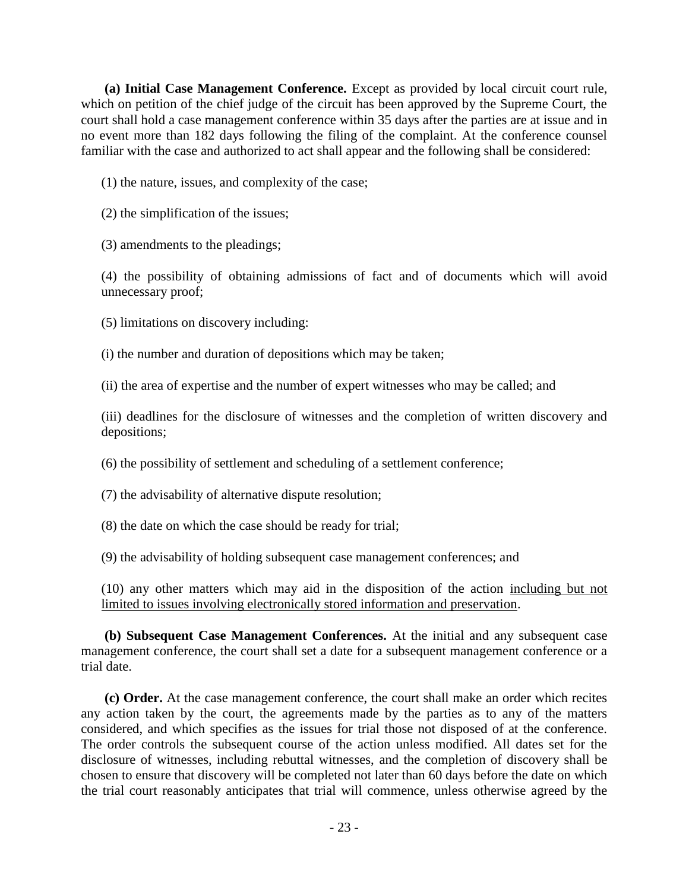**(a) Initial Case Management Conference.** Except as provided by local circuit court rule, which on petition of the chief judge of the circuit has been approved by the Supreme Court, the court shall hold a case management conference within 35 days after the parties are at issue and in no event more than 182 days following the filing of the complaint. At the conference counsel familiar with the case and authorized to act shall appear and the following shall be considered:

(1) the nature, issues, and complexity of the case;

(2) the simplification of the issues;

(3) amendments to the pleadings;

(4) the possibility of obtaining admissions of fact and of documents which will avoid unnecessary proof;

(5) limitations on discovery including:

(i) the number and duration of depositions which may be taken;

(ii) the area of expertise and the number of expert witnesses who may be called; and

(iii) deadlines for the disclosure of witnesses and the completion of written discovery and depositions;

(6) the possibility of settlement and scheduling of a settlement conference;

(7) the advisability of alternative dispute resolution;

(8) the date on which the case should be ready for trial;

(9) the advisability of holding subsequent case management conferences; and

(10) any other matters which may aid in the disposition of the action <u>including but not limited to issues involving electronically stored information and preservation</u>.

**(b) Subsequent Case Management Conferences.** At the initial and any subsequent case management conference, the court shall set a date for a subsequent management conference or a trial date.

**(c) Order.** At the case management conference, the court shall make an order which recites any action taken by the court, the agreements made by the parties as to any of the matters considered, and which specifies as the issues for trial those not disposed of at the conference. The order controls the subsequent course of the action unless modified. All dates set for the disclosure of witnesses, including rebuttal witnesses, and the completion of discovery shall be chosen to ensure that discovery will be completed not later than 60 days before the date on which the trial court reasonably anticipates that trial will commence, unless otherwise agreed by the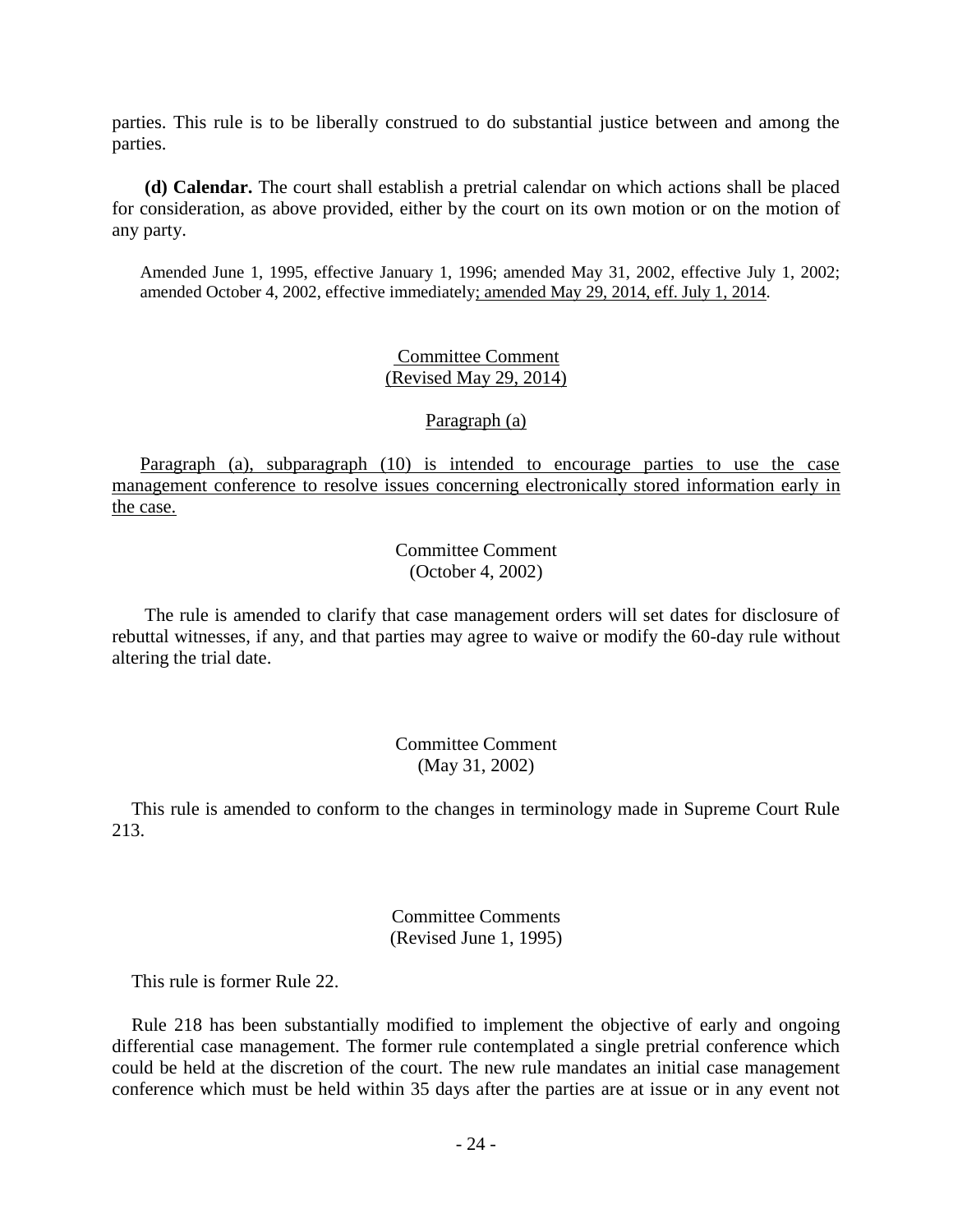parties. This rule is to be liberally construed to do substantial justice between and among the parties.

**(d) Calendar.** The court shall establish a pretrial calendar on which actions shall be placed for consideration, as above provided, either by the court on its own motion or on the motion of any party.

Amended June 1, 1995, effective January 1, 1996; amended May 31, 2002, effective July 1, 2002; amended October 4, 2002, effective immediately; amended May 29, 2014, eff. July 1, 2014.

Committee Comment
(Revised May 29, 2014)

Paragraph (a)

Paragraph (a), subparagraph (10) is intended to encourage parties to use the case management conference to resolve issues concerning electronically stored information early in the case.

Committee Comment
(October 4, 2002)

The rule is amended to clarify that case management orders will set dates for disclosure of rebuttal witnesses, if any, and that parties may agree to waive or modify the 60-day rule without altering the trial date.

Committee Comment
(May 31, 2002)

This rule is amended to conform to the changes in terminology made in Supreme Court Rule 213.

Committee Comments
(Revised June 1, 1995)

This rule is former Rule 22.

Rule 218 has been substantially modified to implement the objective of early and ongoing differential case management. The former rule contemplated a single pretrial conference which could be held at the discretion of the court. The new rule mandates an initial case management conference which must be held within 35 days after the parties are at issue or in any event not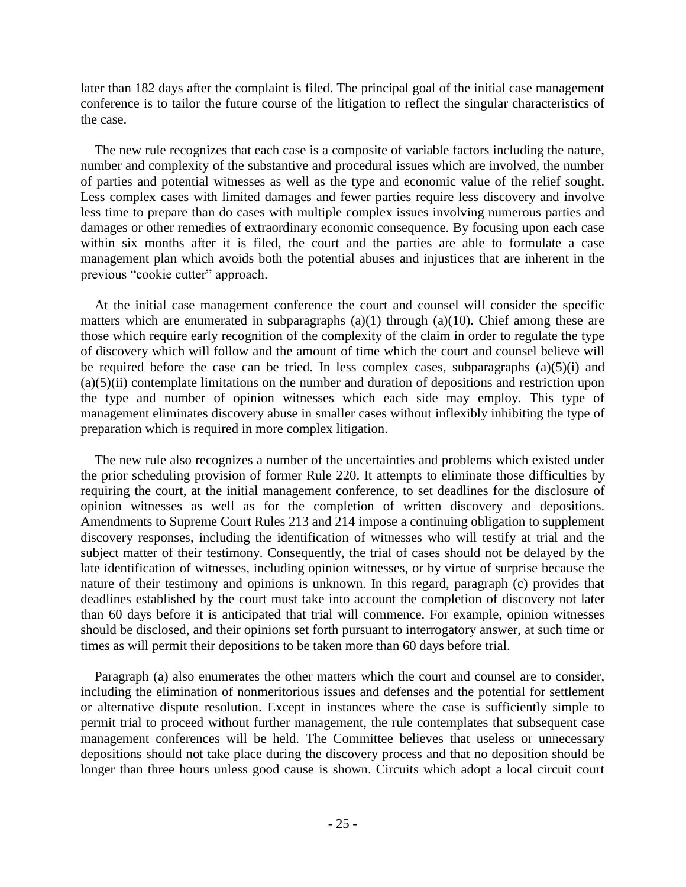later than 182 days after the complaint is filed. The principal goal of the initial case management conference is to tailor the future course of the litigation to reflect the singular characteristics of the case.

The new rule recognizes that each case is a composite of variable factors including the nature, number and complexity of the substantive and procedural issues which are involved, the number of parties and potential witnesses as well as the type and economic value of the relief sought. Less complex cases with limited damages and fewer parties require less discovery and involve less time to prepare than do cases with multiple complex issues involving numerous parties and damages or other remedies of extraordinary economic consequence. By focusing upon each case within six months after it is filed, the court and the parties are able to formulate a case management plan which avoids both the potential abuses and injustices that are inherent in the previous "cookie cutter" approach.

At the initial case management conference the court and counsel will consider the specific matters which are enumerated in subparagraphs (a)(1) through (a)(10). Chief among these are those which require early recognition of the complexity of the claim in order to regulate the type of discovery which will follow and the amount of time which the court and counsel believe will be required before the case can be tried. In less complex cases, subparagraphs (a)(5)(i) and (a)(5)(ii) contemplate limitations on the number and duration of depositions and restriction upon the type and number of opinion witnesses which each side may employ. This type of management eliminates discovery abuse in smaller cases without inflexibly inhibiting the type of preparation which is required in more complex litigation.

The new rule also recognizes a number of the uncertainties and problems which existed under the prior scheduling provision of former Rule 220. It attempts to eliminate those difficulties by requiring the court, at the initial management conference, to set deadlines for the disclosure of opinion witnesses as well as for the completion of written discovery and depositions. Amendments to Supreme Court Rules 213 and 214 impose a continuing obligation to supplement discovery responses, including the identification of witnesses who will testify at trial and the subject matter of their testimony. Consequently, the trial of cases should not be delayed by the late identification of witnesses, including opinion witnesses, or by virtue of surprise because the nature of their testimony and opinions is unknown. In this regard, paragraph (c) provides that deadlines established by the court must take into account the completion of discovery not later than 60 days before it is anticipated that trial will commence. For example, opinion witnesses should be disclosed, and their opinions set forth pursuant to interrogatory answer, at such time or times as will permit their depositions to be taken more than 60 days before trial.

Paragraph (a) also enumerates the other matters which the court and counsel are to consider, including the elimination of nonmeritorious issues and defenses and the potential for settlement or alternative dispute resolution. Except in instances where the case is sufficiently simple to permit trial to proceed without further management, the rule contemplates that subsequent case management conferences will be held. The Committee believes that useless or unnecessary depositions should not take place during the discovery process and that no deposition should be longer than three hours unless good cause is shown. Circuits which adopt a local circuit court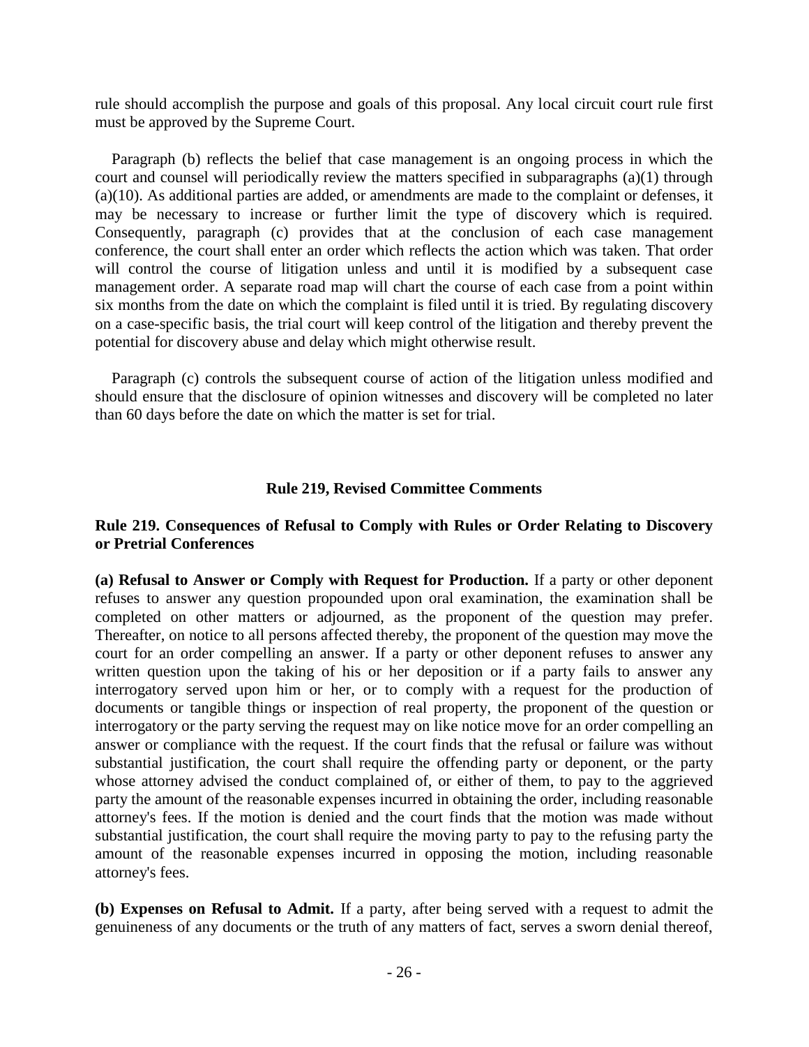rule should accomplish the purpose and goals of this proposal. Any local circuit court rule first must be approved by the Supreme Court.

Paragraph (b) reflects the belief that case management is an ongoing process in which the court and counsel will periodically review the matters specified in subparagraphs (a)(1) through (a)(10). As additional parties are added, or amendments are made to the complaint or defenses, it may be necessary to increase or further limit the type of discovery which is required. Consequently, paragraph (c) provides that at the conclusion of each case management conference, the court shall enter an order which reflects the action which was taken. That order will control the course of litigation unless and until it is modified by a subsequent case management order. A separate road map will chart the course of each case from a point within six months from the date on which the complaint is filed until it is tried. By regulating discovery on a case-specific basis, the trial court will keep control of the litigation and thereby prevent the potential for discovery abuse and delay which might otherwise result.

Paragraph (c) controls the subsequent course of action of the litigation unless modified and should ensure that the disclosure of opinion witnesses and discovery will be completed no later than 60 days before the date on which the matter is set for trial.

## Rule 219, Revised Committee Comments

### Rule 219. Consequences of Refusal to Comply with Rules or Order Relating to Discovery or Pretrial Conferences

**(a) Refusal to Answer or Comply with Request for Production.** If a party or other deponent refuses to answer any question propounded upon oral examination, the examination shall be completed on other matters or adjourned, as the proponent of the question may prefer. Thereafter, on notice to all persons affected thereby, the proponent of the question may move the court for an order compelling an answer. If a party or other deponent refuses to answer any written question upon the taking of his or her deposition or if a party fails to answer any interrogatory served upon him or her, or to comply with a request for the production of documents or tangible things or inspection of real property, the proponent of the question or interrogatory or the party serving the request may on like notice move for an order compelling an answer or compliance with the request. If the court finds that the refusal or failure was without substantial justification, the court shall require the offending party or deponent, or the party whose attorney advised the conduct complained of, or either of them, to pay to the aggrieved party the amount of the reasonable expenses incurred in obtaining the order, including reasonable attorney's fees. If the motion is denied and the court finds that the motion was made without substantial justification, the court shall require the moving party to pay to the refusing party the amount of the reasonable expenses incurred in opposing the motion, including reasonable attorney's fees.

**(b) Expenses on Refusal to Admit.** If a party, after being served with a request to admit the genuineness of any documents or the truth of any matters of fact, serves a sworn denial thereof,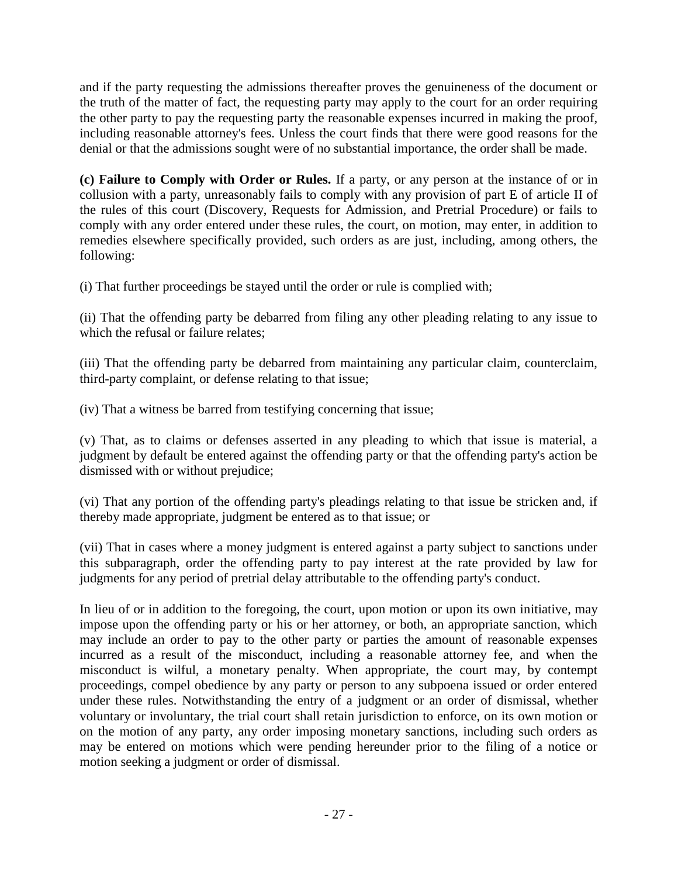and if the party requesting the admissions thereafter proves the genuineness of the document or the truth of the matter of fact, the requesting party may apply to the court for an order requiring the other party to pay the requesting party the reasonable expenses incurred in making the proof, including reasonable attorney's fees. Unless the court finds that there were good reasons for the denial or that the admissions sought were of no substantial importance, the order shall be made.

**(c) Failure to Comply with Order or Rules.** If a party, or any person at the instance of or in collusion with a party, unreasonably fails to comply with any provision of part E of article II of the rules of this court (Discovery, Requests for Admission, and Pretrial Procedure) or fails to comply with any order entered under these rules, the court, on motion, may enter, in addition to remedies elsewhere specifically provided, such orders as are just, including, among others, the following:

(i) That further proceedings be stayed until the order or rule is complied with;

(ii) That the offending party be debarred from filing any other pleading relating to any issue to which the refusal or failure relates;

(iii) That the offending party be debarred from maintaining any particular claim, counterclaim, third-party complaint, or defense relating to that issue;

(iv) That a witness be barred from testifying concerning that issue;

(v) That, as to claims or defenses asserted in any pleading to which that issue is material, a judgment by default be entered against the offending party or that the offending party's action be dismissed with or without prejudice;

(vi) That any portion of the offending party's pleadings relating to that issue be stricken and, if thereby made appropriate, judgment be entered as to that issue; or

(vii) That in cases where a money judgment is entered against a party subject to sanctions under this subparagraph, order the offending party to pay interest at the rate provided by law for judgments for any period of pretrial delay attributable to the offending party's conduct.

In lieu of or in addition to the foregoing, the court, upon motion or upon its own initiative, may impose upon the offending party or his or her attorney, or both, an appropriate sanction, which may include an order to pay to the other party or parties the amount of reasonable expenses incurred as a result of the misconduct, including a reasonable attorney fee, and when the misconduct is wilful, a monetary penalty. When appropriate, the court may, by contempt proceedings, compel obedience by any party or person to any subpoena issued or order entered under these rules. Notwithstanding the entry of a judgment or an order of dismissal, whether voluntary or involuntary, the trial court shall retain jurisdiction to enforce, on its own motion or on the motion of any party, any order imposing monetary sanctions, including such orders as may be entered on motions which were pending hereunder prior to the filing of a notice or motion seeking a judgment or order of dismissal.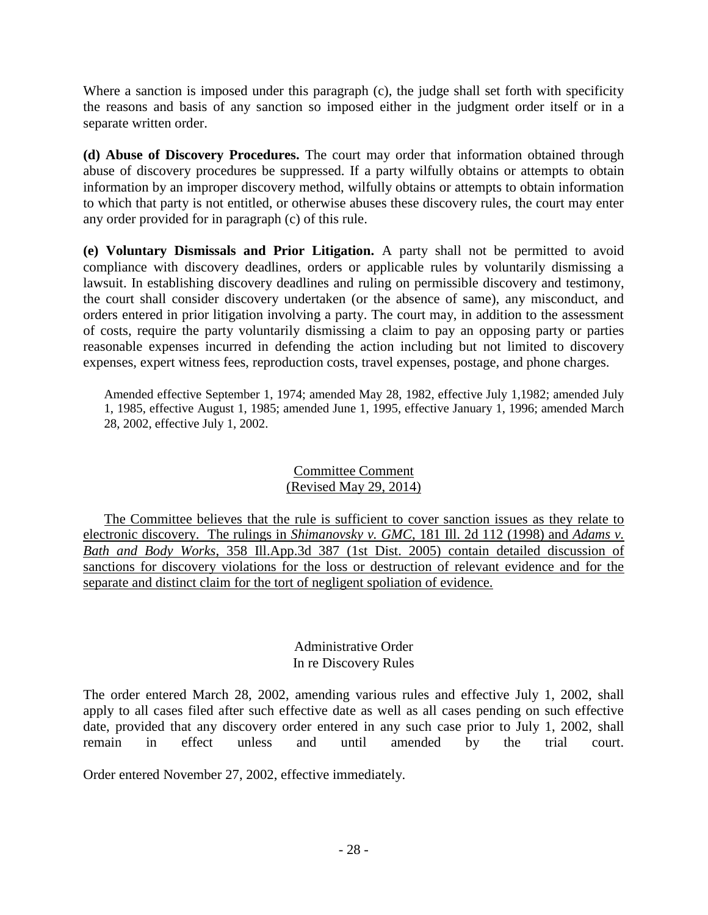Where a sanction is imposed under this paragraph (c), the judge shall set forth with specificity the reasons and basis of any sanction so imposed either in the judgment order itself or in a separate written order.

**(d) Abuse of Discovery Procedures.** The court may order that information obtained through abuse of discovery procedures be suppressed. If a party wilfully obtains or attempts to obtain information by an improper discovery method, wilfully obtains or attempts to obtain information to which that party is not entitled, or otherwise abuses these discovery rules, the court may enter any order provided for in paragraph (c) of this rule.

**(e) Voluntary Dismissals and Prior Litigation.** A party shall not be permitted to avoid compliance with discovery deadlines, orders or applicable rules by voluntarily dismissing a lawsuit. In establishing discovery deadlines and ruling on permissible discovery and testimony, the court shall consider discovery undertaken (or the absence of same), any misconduct, and orders entered in prior litigation involving a party. The court may, in addition to the assessment of costs, require the party voluntarily dismissing a claim to pay an opposing party or parties reasonable expenses incurred in defending the action including but not limited to discovery expenses, expert witness fees, reproduction costs, travel expenses, postage, and phone charges.

Amended effective September 1, 1974; amended May 28, 1982, effective July 1,1982; amended July 1, 1985, effective August 1, 1985; amended June 1, 1995, effective January 1, 1996; amended March 28, 2002, effective July 1, 2002.

Committee Comment
(Revised May 29, 2014)

The Committee believes that the rule is sufficient to cover sanction issues as they relate to electronic discovery. The rulings in *Shimanovsky v. GMC*, 181 Ill. 2d 112 (1998) and *Adams v. Bath and Body Works*, 358 Ill.App.3d 387 (1st Dist. 2005) contain detailed discussion of sanctions for discovery violations for the loss or destruction of relevant evidence and for the separate and distinct claim for the tort of negligent spoliation of evidence.

Administrative Order
In re Discovery Rules

The order entered March 28, 2002, amending various rules and effective July 1, 2002, shall apply to all cases filed after such effective date as well as all cases pending on such effective date, provided that any discovery order entered in any such case prior to July 1, 2002, shall remain in effect unless and until amended by the trial court.

Order entered November 27, 2002, effective immediately.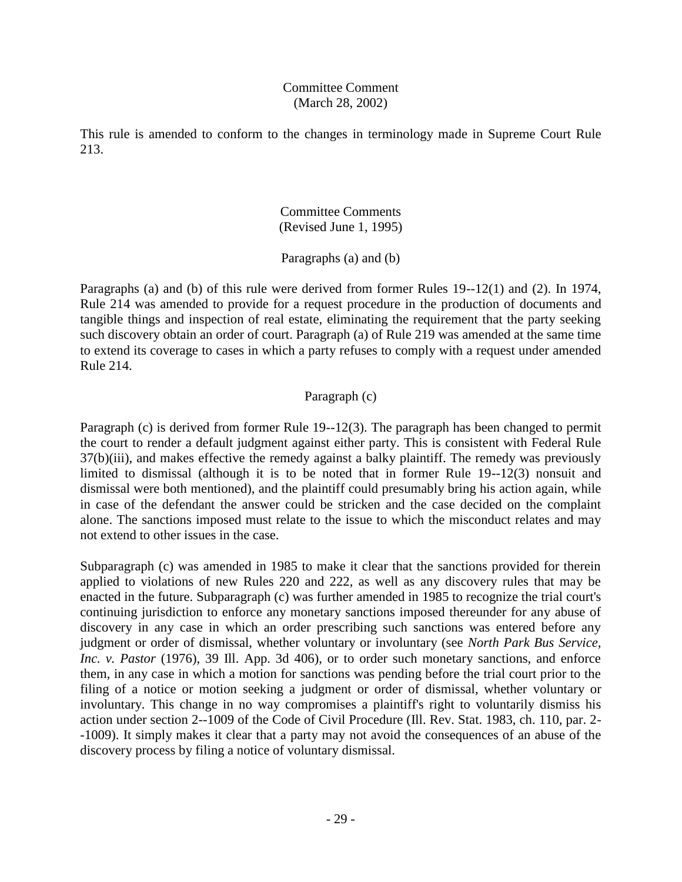Committee Comment
(March 28, 2002)

This rule is amended to conform to the changes in terminology made in Supreme Court Rule 213.

Committee Comments
(Revised June 1, 1995)

Paragraphs (a) and (b)

Paragraphs (a) and (b) of this rule were derived from former Rules 19--12(1) and (2). In 1974, Rule 214 was amended to provide for a request procedure in the production of documents and tangible things and inspection of real estate, eliminating the requirement that the party seeking such discovery obtain an order of court. Paragraph (a) of Rule 219 was amended at the same time to extend its coverage to cases in which a party refuses to comply with a request under amended Rule 214.

Paragraph (c)

Paragraph (c) is derived from former Rule 19--12(3). The paragraph has been changed to permit the court to render a default judgment against either party. This is consistent with Federal Rule 37(b)(iii), and makes effective the remedy against a balky plaintiff. The remedy was previously limited to dismissal (although it is to be noted that in former Rule 19--12(3) nonsuit and dismissal were both mentioned), and the plaintiff could presumably bring his action again, while in case of the defendant the answer could be stricken and the case decided on the complaint alone. The sanctions imposed must relate to the issue to which the misconduct relates and may not extend to other issues in the case.

Subparagraph (c) was amended in 1985 to make it clear that the sanctions provided for therein applied to violations of new Rules 220 and 222, as well as any discovery rules that may be enacted in the future. Subparagraph (c) was further amended in 1985 to recognize the trial court's continuing jurisdiction to enforce any monetary sanctions imposed thereunder for any abuse of discovery in any case in which an order prescribing such sanctions was entered before any judgment or order of dismissal, whether voluntary or involuntary (see *North Park Bus Service, Inc. v. Pastor* (1976), 39 Ill. App. 3d 406), or to order such monetary sanctions, and enforce them, in any case in which a motion for sanctions was pending before the trial court prior to the filing of a notice or motion seeking a judgment or order of dismissal, whether voluntary or involuntary. This change in no way compromises a plaintiff's right to voluntarily dismiss his action under section 2--1009 of the Code of Civil Procedure (Ill. Rev. Stat. 1983, ch. 110, par. 2--1009). It simply makes it clear that a party may not avoid the consequences of an abuse of the discovery process by filing a notice of voluntary dismissal.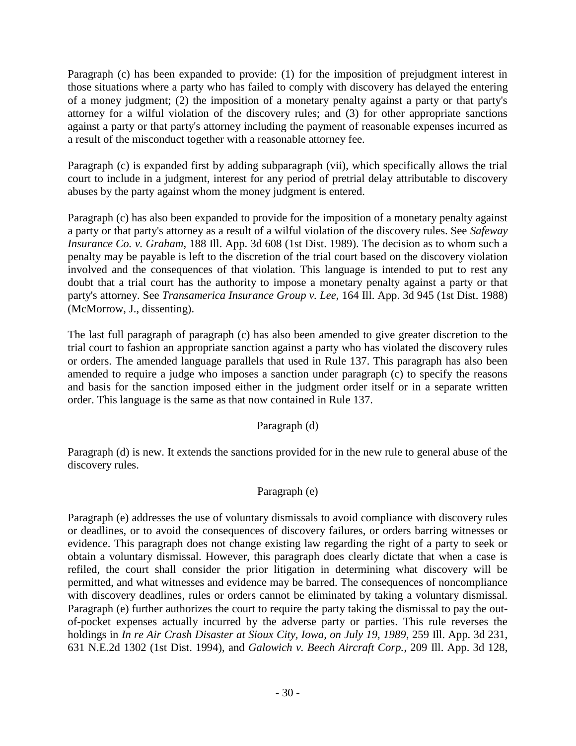Paragraph (c) has been expanded to provide: (1) for the imposition of prejudgment interest in those situations where a party who has failed to comply with discovery has delayed the entering of a money judgment; (2) the imposition of a monetary penalty against a party or that party's attorney for a wilful violation of the discovery rules; and (3) for other appropriate sanctions against a party or that party's attorney including the payment of reasonable expenses incurred as a result of the misconduct together with a reasonable attorney fee.

Paragraph (c) is expanded first by adding subparagraph (vii), which specifically allows the trial court to include in a judgment, interest for any period of pretrial delay attributable to discovery abuses by the party against whom the money judgment is entered.

Paragraph (c) has also been expanded to provide for the imposition of a monetary penalty against a party or that party's attorney as a result of a wilful violation of the discovery rules. See *Safeway Insurance Co. v. Graham*, 188 Ill. App. 3d 608 (1st Dist. 1989). The decision as to whom such a penalty may be payable is left to the discretion of the trial court based on the discovery violation involved and the consequences of that violation. This language is intended to put to rest any doubt that a trial court has the authority to impose a monetary penalty against a party or that party's attorney. See *Transamerica Insurance Group v. Lee*, 164 Ill. App. 3d 945 (1st Dist. 1988) (McMorrow, J., dissenting).

The last full paragraph of paragraph (c) has also been amended to give greater discretion to the trial court to fashion an appropriate sanction against a party who has violated the discovery rules or orders. The amended language parallels that used in Rule 137. This paragraph has also been amended to require a judge who imposes a sanction under paragraph (c) to specify the reasons and basis for the sanction imposed either in the judgment order itself or in a separate written order. This language is the same as that now contained in Rule 137.

Paragraph (d)

Paragraph (d) is new. It extends the sanctions provided for in the new rule to general abuse of the discovery rules.

Paragraph (e)

Paragraph (e) addresses the use of voluntary dismissals to avoid compliance with discovery rules or deadlines, or to avoid the consequences of discovery failures, or orders barring witnesses or evidence. This paragraph does not change existing law regarding the right of a party to seek or obtain a voluntary dismissal. However, this paragraph does clearly dictate that when a case is refiled, the court shall consider the prior litigation in determining what discovery will be permitted, and what witnesses and evidence may be barred. The consequences of noncompliance with discovery deadlines, rules or orders cannot be eliminated by taking a voluntary dismissal. Paragraph (e) further authorizes the court to require the party taking the dismissal to pay the out-of-pocket expenses actually incurred by the adverse party or parties. This rule reverses the holdings in *In re Air Crash Disaster at Sioux City, Iowa, on July 19, 1989*, 259 Ill. App. 3d 231, 631 N.E.2d 1302 (1st Dist. 1994), and *Galowich v. Beech Aircraft Corp.*, 209 Ill. App. 3d 128,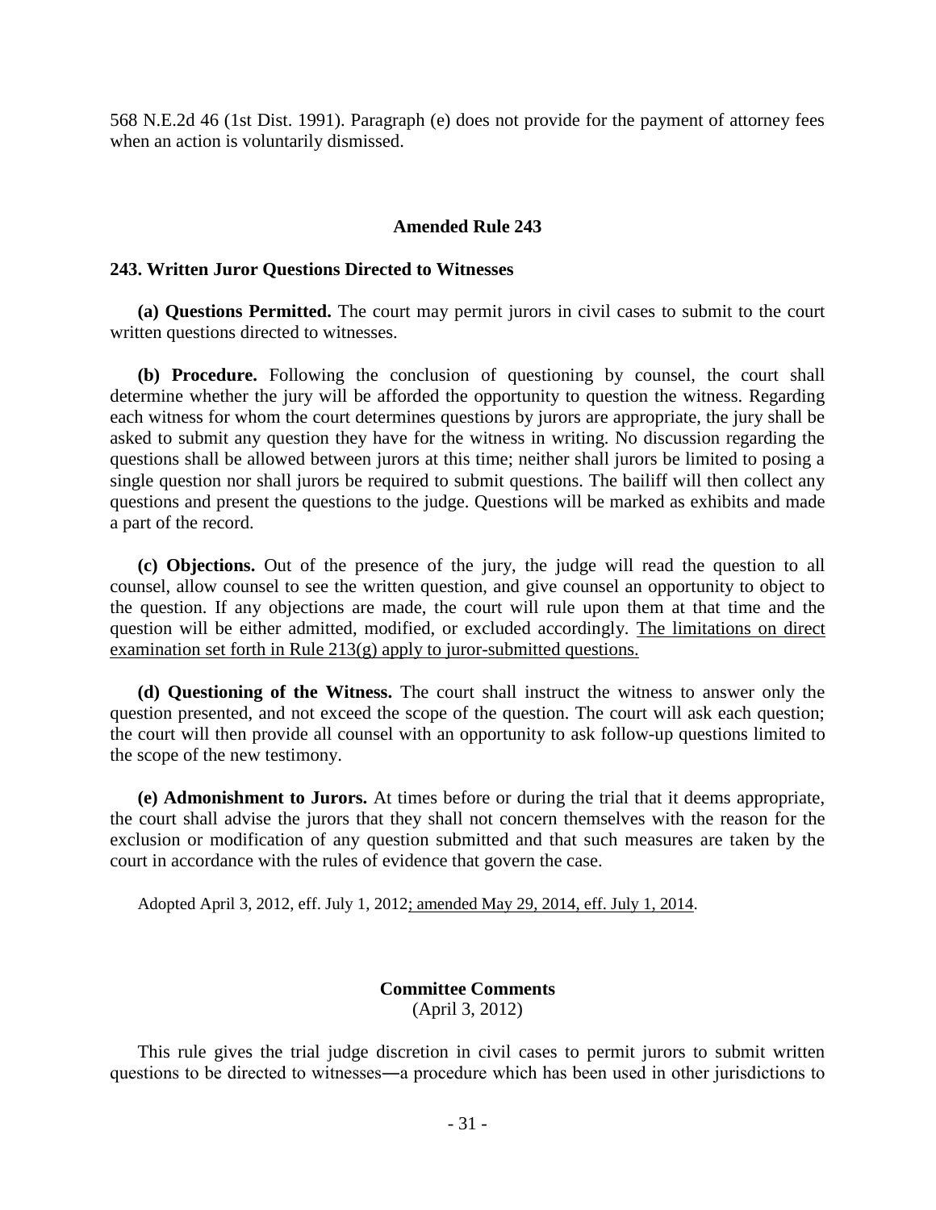568 N.E.2d 46 (1st Dist. 1991). Paragraph (e) does not provide for the payment of attorney fees when an action is voluntarily dismissed.

## Amended Rule 243

### 243. Written Juror Questions Directed to Witnesses

**(a) Questions Permitted.** The court may permit jurors in civil cases to submit to the court written questions directed to witnesses.

**(b) Procedure.** Following the conclusion of questioning by counsel, the court shall determine whether the jury will be afforded the opportunity to question the witness. Regarding each witness for whom the court determines questions by jurors are appropriate, the jury shall be asked to submit any question they have for the witness in writing. No discussion regarding the questions shall be allowed between jurors at this time; neither shall jurors be limited to posing a single question nor shall jurors be required to submit questions. The bailiff will then collect any questions and present the questions to the judge. Questions will be marked as exhibits and made a part of the record.

**(c) Objections.** Out of the presence of the jury, the judge will read the question to all counsel, allow counsel to see the written question, and give counsel an opportunity to object to the question. If any objections are made, the court will rule upon them at that time and the question will be either admitted, modified, or excluded accordingly. <u>The limitations on direct examination set forth in Rule 213(g) apply to juror-submitted questions.</u>

**(d) Questioning of the Witness.** The court shall instruct the witness to answer only the question presented, and not exceed the scope of the question. The court will ask each question; the court will then provide all counsel with an opportunity to ask follow-up questions limited to the scope of the new testimony.

**(e) Admonishment to Jurors.** At times before or during the trial that it deems appropriate, the court shall advise the jurors that they shall not concern themselves with the reason for the exclusion or modification of any question submitted and that such measures are taken by the court in accordance with the rules of evidence that govern the case.

Adopted April 3, 2012, eff. July 1, 2012<u>; amended May 29, 2014, eff. July 1, 2014</u>.

**Committee Comments**
(April 3, 2012)

This rule gives the trial judge discretion in civil cases to permit jurors to submit written questions to be directed to witnesses—a procedure which has been used in other jurisdictions to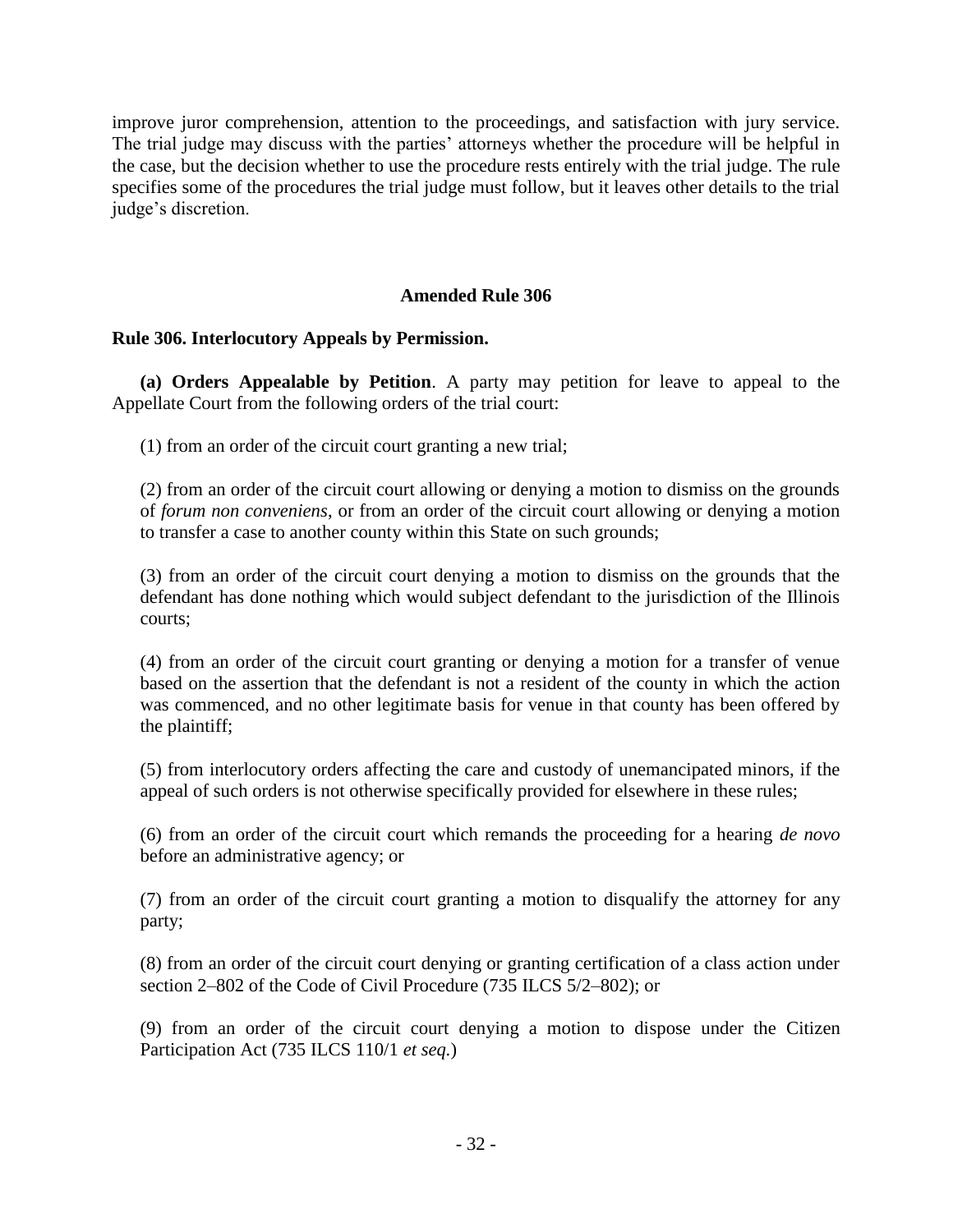improve juror comprehension, attention to the proceedings, and satisfaction with jury service. The trial judge may discuss with the parties' attorneys whether the procedure will be helpful in the case, but the decision whether to use the procedure rests entirely with the trial judge. The rule specifies some of the procedures the trial judge must follow, but it leaves other details to the trial judge's discretion.

## Amended Rule 306

**Rule 306. Interlocutory Appeals by Permission.**

**(a) Orders Appealable by Petition**. A party may petition for leave to appeal to the Appellate Court from the following orders of the trial court:

(1) from an order of the circuit court granting a new trial;

(2) from an order of the circuit court allowing or denying a motion to dismiss on the grounds of *forum non conveniens*, or from an order of the circuit court allowing or denying a motion to transfer a case to another county within this State on such grounds;

(3) from an order of the circuit court denying a motion to dismiss on the grounds that the defendant has done nothing which would subject defendant to the jurisdiction of the Illinois courts;

(4) from an order of the circuit court granting or denying a motion for a transfer of venue based on the assertion that the defendant is not a resident of the county in which the action was commenced, and no other legitimate basis for venue in that county has been offered by the plaintiff;

(5) from interlocutory orders affecting the care and custody of unemancipated minors, if the appeal of such orders is not otherwise specifically provided for elsewhere in these rules;

(6) from an order of the circuit court which remands the proceeding for a hearing *de novo* before an administrative agency; or

(7) from an order of the circuit court granting a motion to disqualify the attorney for any party;

(8) from an order of the circuit court denying or granting certification of a class action under section 2–802 of the Code of Civil Procedure (735 ILCS 5/2–802); or

(9) from an order of the circuit court denying a motion to dispose under the Citizen Participation Act (735 ILCS 110/1 *et seq.*)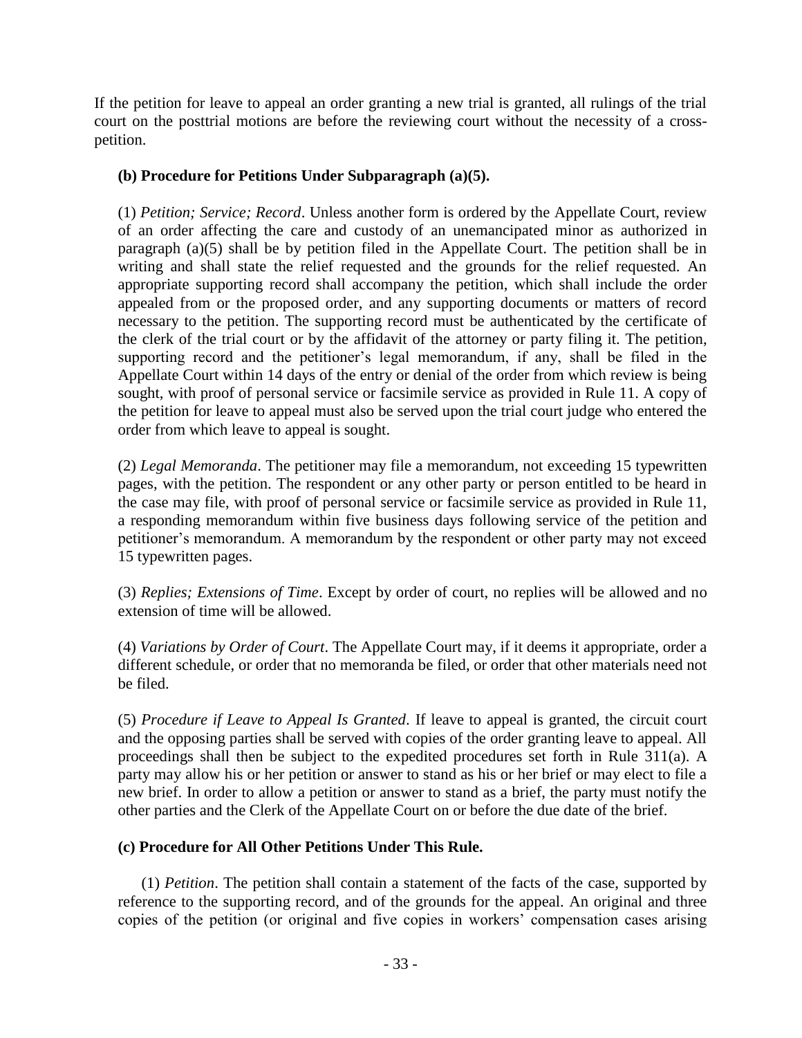If the petition for leave to appeal an order granting a new trial is granted, all rulings of the trial court on the posttrial motions are before the reviewing court without the necessity of a cross-petition.

**(b) Procedure for Petitions Under Subparagraph (a)(5).**

(1) *Petition; Service; Record*. Unless another form is ordered by the Appellate Court, review of an order affecting the care and custody of an unemancipated minor as authorized in paragraph (a)(5) shall be by petition filed in the Appellate Court. The petition shall be in writing and shall state the relief requested and the grounds for the relief requested. An appropriate supporting record shall accompany the petition, which shall include the order appealed from or the proposed order, and any supporting documents or matters of record necessary to the petition. The supporting record must be authenticated by the certificate of the clerk of the trial court or by the affidavit of the attorney or party filing it. The petition, supporting record and the petitioner's legal memorandum, if any, shall be filed in the Appellate Court within 14 days of the entry or denial of the order from which review is being sought, with proof of personal service or facsimile service as provided in Rule 11. A copy of the petition for leave to appeal must also be served upon the trial court judge who entered the order from which leave to appeal is sought.

(2) *Legal Memoranda*. The petitioner may file a memorandum, not exceeding 15 typewritten pages, with the petition. The respondent or any other party or person entitled to be heard in the case may file, with proof of personal service or facsimile service as provided in Rule 11, a responding memorandum within five business days following service of the petition and petitioner's memorandum. A memorandum by the respondent or other party may not exceed 15 typewritten pages.

(3) *Replies; Extensions of Time*. Except by order of court, no replies will be allowed and no extension of time will be allowed.

(4) *Variations by Order of Court*. The Appellate Court may, if it deems it appropriate, order a different schedule, or order that no memoranda be filed, or order that other materials need not be filed.

(5) *Procedure if Leave to Appeal Is Granted*. If leave to appeal is granted, the circuit court and the opposing parties shall be served with copies of the order granting leave to appeal. All proceedings shall then be subject to the expedited procedures set forth in Rule 311(a). A party may allow his or her petition or answer to stand as his or her brief or may elect to file a new brief. In order to allow a petition or answer to stand as a brief, the party must notify the other parties and the Clerk of the Appellate Court on or before the due date of the brief.

**(c) Procedure for All Other Petitions Under This Rule.**

(1) *Petition*. The petition shall contain a statement of the facts of the case, supported by reference to the supporting record, and of the grounds for the appeal. An original and three copies of the petition (or original and five copies in workers' compensation cases arising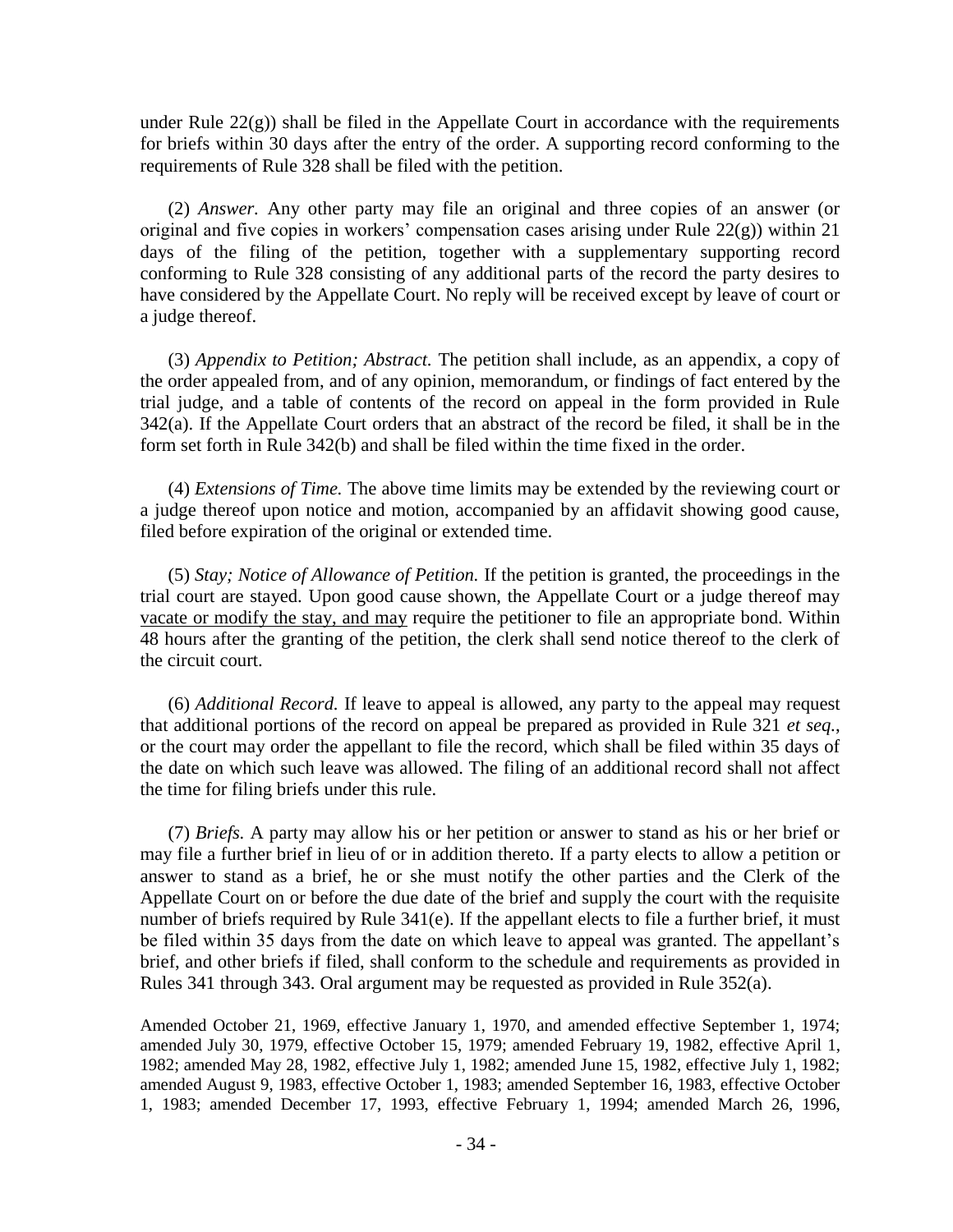under Rule 22(g)) shall be filed in the Appellate Court in accordance with the requirements for briefs within 30 days after the entry of the order. A supporting record conforming to the requirements of Rule 328 shall be filed with the petition.

(2) *Answer.* Any other party may file an original and three copies of an answer (or original and five copies in workers' compensation cases arising under Rule 22(g)) within 21 days of the filing of the petition, together with a supplementary supporting record conforming to Rule 328 consisting of any additional parts of the record the party desires to have considered by the Appellate Court. No reply will be received except by leave of court or a judge thereof.

(3) *Appendix to Petition; Abstract.* The petition shall include, as an appendix, a copy of the order appealed from, and of any opinion, memorandum, or findings of fact entered by the trial judge, and a table of contents of the record on appeal in the form provided in Rule 342(a). If the Appellate Court orders that an abstract of the record be filed, it shall be in the form set forth in Rule 342(b) and shall be filed within the time fixed in the order.

(4) *Extensions of Time.* The above time limits may be extended by the reviewing court or a judge thereof upon notice and motion, accompanied by an affidavit showing good cause, filed before expiration of the original or extended time.

(5) *Stay; Notice of Allowance of Petition.* If the petition is granted, the proceedings in the trial court are stayed. Upon good cause shown, the Appellate Court or a judge thereof may <u>vacate or modify the stay, and may</u> require the petitioner to file an appropriate bond. Within 48 hours after the granting of the petition, the clerk shall send notice thereof to the clerk of the circuit court.

(6) *Additional Record.* If leave to appeal is allowed, any party to the appeal may request that additional portions of the record on appeal be prepared as provided in Rule 321 *et seq.*, or the court may order the appellant to file the record, which shall be filed within 35 days of the date on which such leave was allowed. The filing of an additional record shall not affect the time for filing briefs under this rule.

(7) *Briefs.* A party may allow his or her petition or answer to stand as his or her brief or may file a further brief in lieu of or in addition thereto. If a party elects to allow a petition or answer to stand as a brief, he or she must notify the other parties and the Clerk of the Appellate Court on or before the due date of the brief and supply the court with the requisite number of briefs required by Rule 341(e). If the appellant elects to file a further brief, it must be filed within 35 days from the date on which leave to appeal was granted. The appellant's brief, and other briefs if filed, shall conform to the schedule and requirements as provided in Rules 341 through 343. Oral argument may be requested as provided in Rule 352(a).

Amended October 21, 1969, effective January 1, 1970, and amended effective September 1, 1974; amended July 30, 1979, effective October 15, 1979; amended February 19, 1982, effective April 1, 1982; amended May 28, 1982, effective July 1, 1982; amended June 15, 1982, effective July 1, 1982; amended August 9, 1983, effective October 1, 1983; amended September 16, 1983, effective October 1, 1983; amended December 17, 1993, effective February 1, 1994; amended March 26, 1996,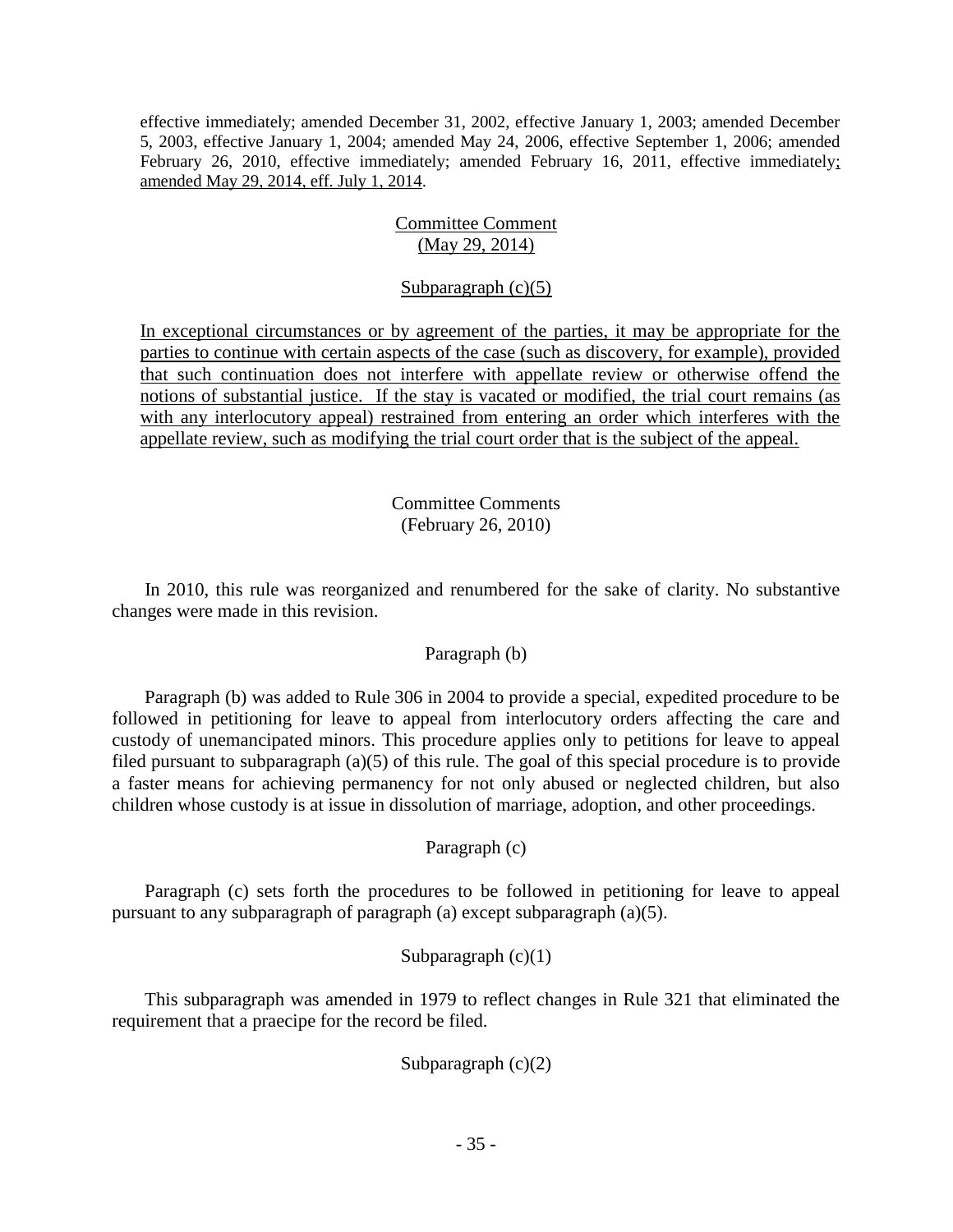effective immediately; amended December 31, 2002, effective January 1, 2003; amended December 5, 2003, effective January 1, 2004; amended May 24, 2006, effective September 1, 2006; amended February 26, 2010, effective immediately; amended February 16, 2011, effective immediately; amended May 29, 2014, eff. July 1, 2014.

Committee Comment
(May 29, 2014)

Subparagraph (c)(5)

In exceptional circumstances or by agreement of the parties, it may be appropriate for the parties to continue with certain aspects of the case (such as discovery, for example), provided that such continuation does not interfere with appellate review or otherwise offend the notions of substantial justice. If the stay is vacated or modified, the trial court remains (as with any interlocutory appeal) restrained from entering an order which interferes with the appellate review, such as modifying the trial court order that is the subject of the appeal.

Committee Comments
(February 26, 2010)

In 2010, this rule was reorganized and renumbered for the sake of clarity. No substantive changes were made in this revision.

Paragraph (b)

Paragraph (b) was added to Rule 306 in 2004 to provide a special, expedited procedure to be followed in petitioning for leave to appeal from interlocutory orders affecting the care and custody of unemancipated minors. This procedure applies only to petitions for leave to appeal filed pursuant to subparagraph (a)(5) of this rule. The goal of this special procedure is to provide a faster means for achieving permanency for not only abused or neglected children, but also children whose custody is at issue in dissolution of marriage, adoption, and other proceedings.

Paragraph (c)

Paragraph (c) sets forth the procedures to be followed in petitioning for leave to appeal pursuant to any subparagraph of paragraph (a) except subparagraph (a)(5).

Subparagraph (c)(1)

This subparagraph was amended in 1979 to reflect changes in Rule 321 that eliminated the requirement that a praecipe for the record be filed.

Subparagraph (c)(2)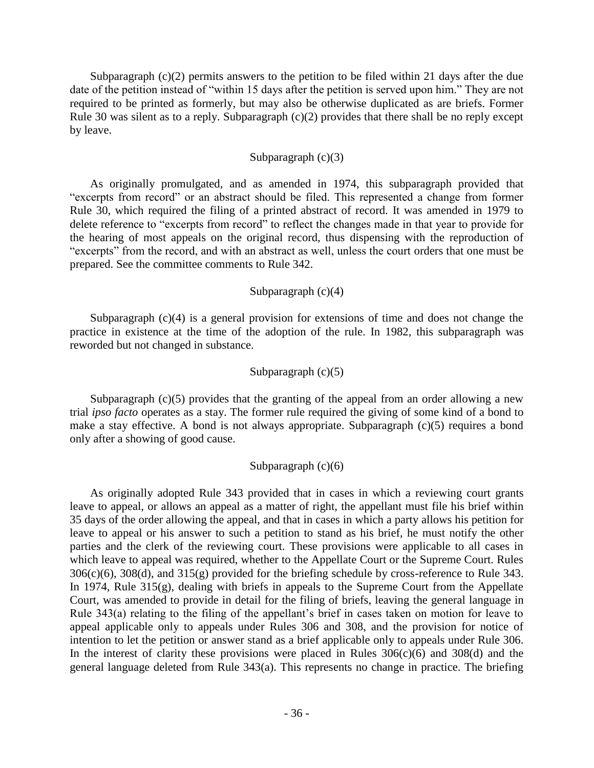Subparagraph (c)(2) permits answers to the petition to be filed within 21 days after the due date of the petition instead of "within 15 days after the petition is served upon him." They are not required to be printed as formerly, but may also be otherwise duplicated as are briefs. Former Rule 30 was silent as to a reply. Subparagraph (c)(2) provides that there shall be no reply except by leave.

### Subparagraph (c)(3)

As originally promulgated, and as amended in 1974, this subparagraph provided that "excerpts from record" or an abstract should be filed. This represented a change from former Rule 30, which required the filing of a printed abstract of record. It was amended in 1979 to delete reference to "excerpts from record" to reflect the changes made in that year to provide for the hearing of most appeals on the original record, thus dispensing with the reproduction of "excerpts" from the record, and with an abstract as well, unless the court orders that one must be prepared. See the committee comments to Rule 342.

### Subparagraph (c)(4)

Subparagraph (c)(4) is a general provision for extensions of time and does not change the practice in existence at the time of the adoption of the rule. In 1982, this subparagraph was reworded but not changed in substance.

### Subparagraph (c)(5)

Subparagraph (c)(5) provides that the granting of the appeal from an order allowing a new trial *ipso facto* operates as a stay. The former rule required the giving of some kind of a bond to make a stay effective. A bond is not always appropriate. Subparagraph (c)(5) requires a bond only after a showing of good cause.

### Subparagraph (c)(6)

As originally adopted Rule 343 provided that in cases in which a reviewing court grants leave to appeal, or allows an appeal as a matter of right, the appellant must file his brief within 35 days of the order allowing the appeal, and that in cases in which a party allows his petition for leave to appeal or his answer to such a petition to stand as his brief, he must notify the other parties and the clerk of the reviewing court. These provisions were applicable to all cases in which leave to appeal was required, whether to the Appellate Court or the Supreme Court. Rules 306(c)(6), 308(d), and 315(g) provided for the briefing schedule by cross-reference to Rule 343. In 1974, Rule 315(g), dealing with briefs in appeals to the Supreme Court from the Appellate Court, was amended to provide in detail for the filing of briefs, leaving the general language in Rule 343(a) relating to the filing of the appellant's brief in cases taken on motion for leave to appeal applicable only to appeals under Rules 306 and 308, and the provision for notice of intention to let the petition or answer stand as a brief applicable only to appeals under Rule 306. In the interest of clarity these provisions were placed in Rules 306(c)(6) and 308(d) and the general language deleted from Rule 343(a). This represents no change in practice. The briefing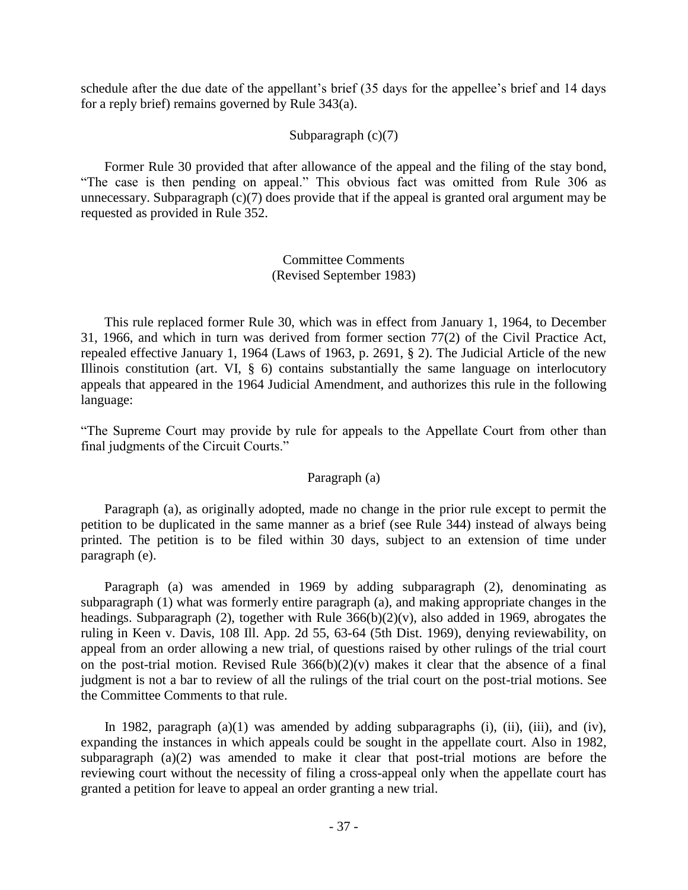schedule after the due date of the appellant's brief (35 days for the appellee's brief and 14 days for a reply brief) remains governed by Rule 343(a).

Subparagraph (c)(7)

Former Rule 30 provided that after allowance of the appeal and the filing of the stay bond, "The case is then pending on appeal." This obvious fact was omitted from Rule 306 as unnecessary. Subparagraph (c)(7) does provide that if the appeal is granted oral argument may be requested as provided in Rule 352.

## Committee Comments
## (Revised September 1983)

This rule replaced former Rule 30, which was in effect from January 1, 1964, to December 31, 1966, and which in turn was derived from former section 77(2) of the Civil Practice Act, repealed effective January 1, 1964 (Laws of 1963, p. 2691, § 2). The Judicial Article of the new Illinois constitution (art. VI, § 6) contains substantially the same language on interlocutory appeals that appeared in the 1964 Judicial Amendment, and authorizes this rule in the following language:

"The Supreme Court may provide by rule for appeals to the Appellate Court from other than final judgments of the Circuit Courts."

Paragraph (a)

Paragraph (a), as originally adopted, made no change in the prior rule except to permit the petition to be duplicated in the same manner as a brief (see Rule 344) instead of always being printed. The petition is to be filed within 30 days, subject to an extension of time under paragraph (e).

Paragraph (a) was amended in 1969 by adding subparagraph (2), denominating as subparagraph (1) what was formerly entire paragraph (a), and making appropriate changes in the headings. Subparagraph (2), together with Rule 366(b)(2)(v), also added in 1969, abrogates the ruling in Keen v. Davis, 108 Ill. App. 2d 55, 63-64 (5th Dist. 1969), denying reviewability, on appeal from an order allowing a new trial, of questions raised by other rulings of the trial court on the post-trial motion. Revised Rule 366(b)(2)(v) makes it clear that the absence of a final judgment is not a bar to review of all the rulings of the trial court on the post-trial motions. See the Committee Comments to that rule.

In 1982, paragraph (a)(1) was amended by adding subparagraphs (i), (ii), (iii), and (iv), expanding the instances in which appeals could be sought in the appellate court. Also in 1982, subparagraph (a)(2) was amended to make it clear that post-trial motions are before the reviewing court without the necessity of filing a cross-appeal only when the appellate court has granted a petition for leave to appeal an order granting a new trial.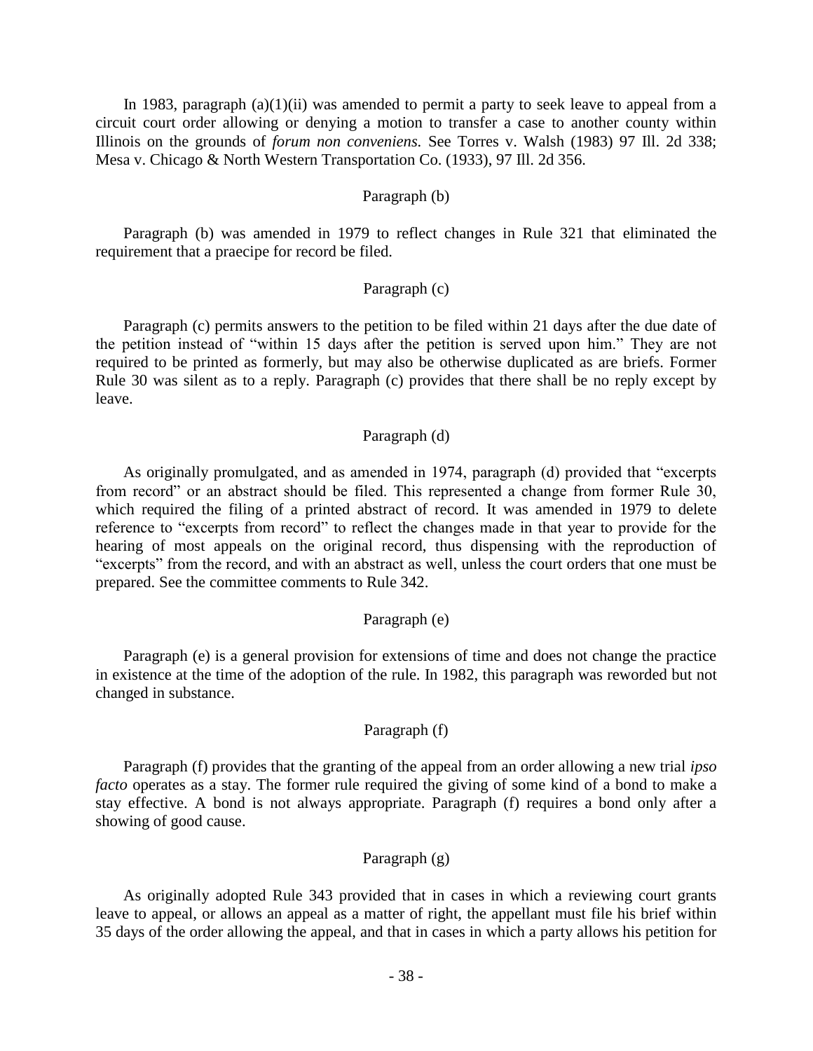In 1983, paragraph (a)(1)(ii) was amended to permit a party to seek leave to appeal from a circuit court order allowing or denying a motion to transfer a case to another county within Illinois on the grounds of *forum non conveniens.* See Torres v. Walsh (1983) 97 Ill. 2d 338; Mesa v. Chicago & North Western Transportation Co. (1933), 97 Ill. 2d 356.

Paragraph (b)

Paragraph (b) was amended in 1979 to reflect changes in Rule 321 that eliminated the requirement that a praecipe for record be filed.

Paragraph (c)

Paragraph (c) permits answers to the petition to be filed within 21 days after the due date of the petition instead of "within 15 days after the petition is served upon him." They are not required to be printed as formerly, but may also be otherwise duplicated as are briefs. Former Rule 30 was silent as to a reply. Paragraph (c) provides that there shall be no reply except by leave.

Paragraph (d)

As originally promulgated, and as amended in 1974, paragraph (d) provided that "excerpts from record" or an abstract should be filed. This represented a change from former Rule 30, which required the filing of a printed abstract of record. It was amended in 1979 to delete reference to "excerpts from record" to reflect the changes made in that year to provide for the hearing of most appeals on the original record, thus dispensing with the reproduction of "excerpts" from the record, and with an abstract as well, unless the court orders that one must be prepared. See the committee comments to Rule 342.

Paragraph (e)

Paragraph (e) is a general provision for extensions of time and does not change the practice in existence at the time of the adoption of the rule. In 1982, this paragraph was reworded but not changed in substance.

Paragraph (f)

Paragraph (f) provides that the granting of the appeal from an order allowing a new trial *ipso facto* operates as a stay. The former rule required the giving of some kind of a bond to make a stay effective. A bond is not always appropriate. Paragraph (f) requires a bond only after a showing of good cause.

Paragraph (g)

As originally adopted Rule 343 provided that in cases in which a reviewing court grants leave to appeal, or allows an appeal as a matter of right, the appellant must file his brief within 35 days of the order allowing the appeal, and that in cases in which a party allows his petition for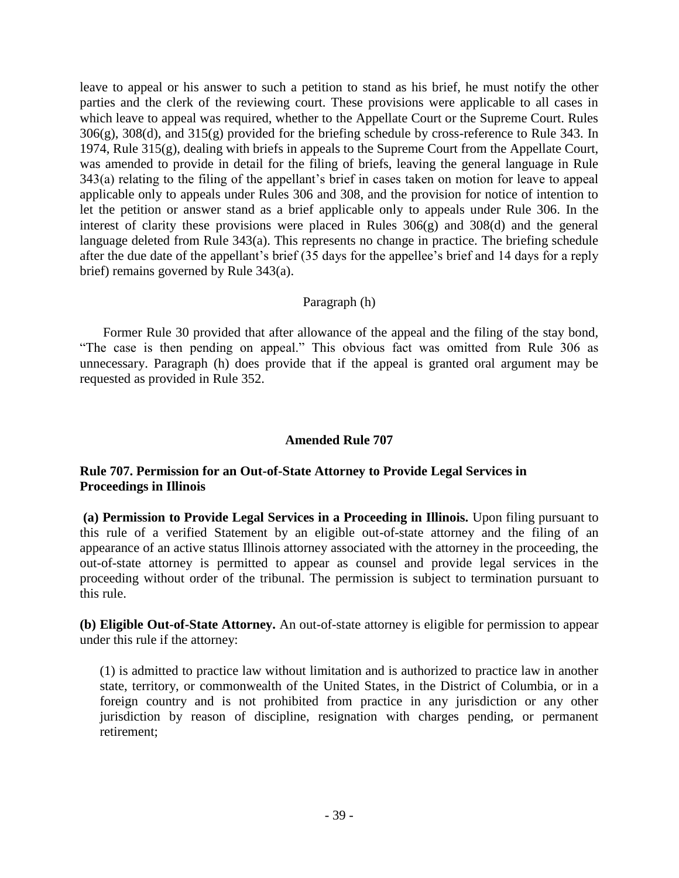leave to appeal or his answer to such a petition to stand as his brief, he must notify the other parties and the clerk of the reviewing court. These provisions were applicable to all cases in which leave to appeal was required, whether to the Appellate Court or the Supreme Court. Rules 306(g), 308(d), and 315(g) provided for the briefing schedule by cross-reference to Rule 343. In 1974, Rule 315(g), dealing with briefs in appeals to the Supreme Court from the Appellate Court, was amended to provide in detail for the filing of briefs, leaving the general language in Rule 343(a) relating to the filing of the appellant's brief in cases taken on motion for leave to appeal applicable only to appeals under Rules 306 and 308, and the provision for notice of intention to let the petition or answer stand as a brief applicable only to appeals under Rule 306. In the interest of clarity these provisions were placed in Rules 306(g) and 308(d) and the general language deleted from Rule 343(a). This represents no change in practice. The briefing schedule after the due date of the appellant's brief (35 days for the appellee's brief and 14 days for a reply brief) remains governed by Rule 343(a).

Paragraph (h)

Former Rule 30 provided that after allowance of the appeal and the filing of the stay bond, "The case is then pending on appeal." This obvious fact was omitted from Rule 306 as unnecessary. Paragraph (h) does provide that if the appeal is granted oral argument may be requested as provided in Rule 352.

## Amended Rule 707

### Rule 707. Permission for an Out-of-State Attorney to Provide Legal Services in Proceedings in Illinois

**(a) Permission to Provide Legal Services in a Proceeding in Illinois.** Upon filing pursuant to this rule of a verified Statement by an eligible out-of-state attorney and the filing of an appearance of an active status Illinois attorney associated with the attorney in the proceeding, the out-of-state attorney is permitted to appear as counsel and provide legal services in the proceeding without order of the tribunal. The permission is subject to termination pursuant to this rule.

**(b) Eligible Out-of-State Attorney.** An out-of-state attorney is eligible for permission to appear under this rule if the attorney:

(1) is admitted to practice law without limitation and is authorized to practice law in another state, territory, or commonwealth of the United States, in the District of Columbia, or in a foreign country and is not prohibited from practice in any jurisdiction or any other jurisdiction by reason of discipline, resignation with charges pending, or permanent retirement;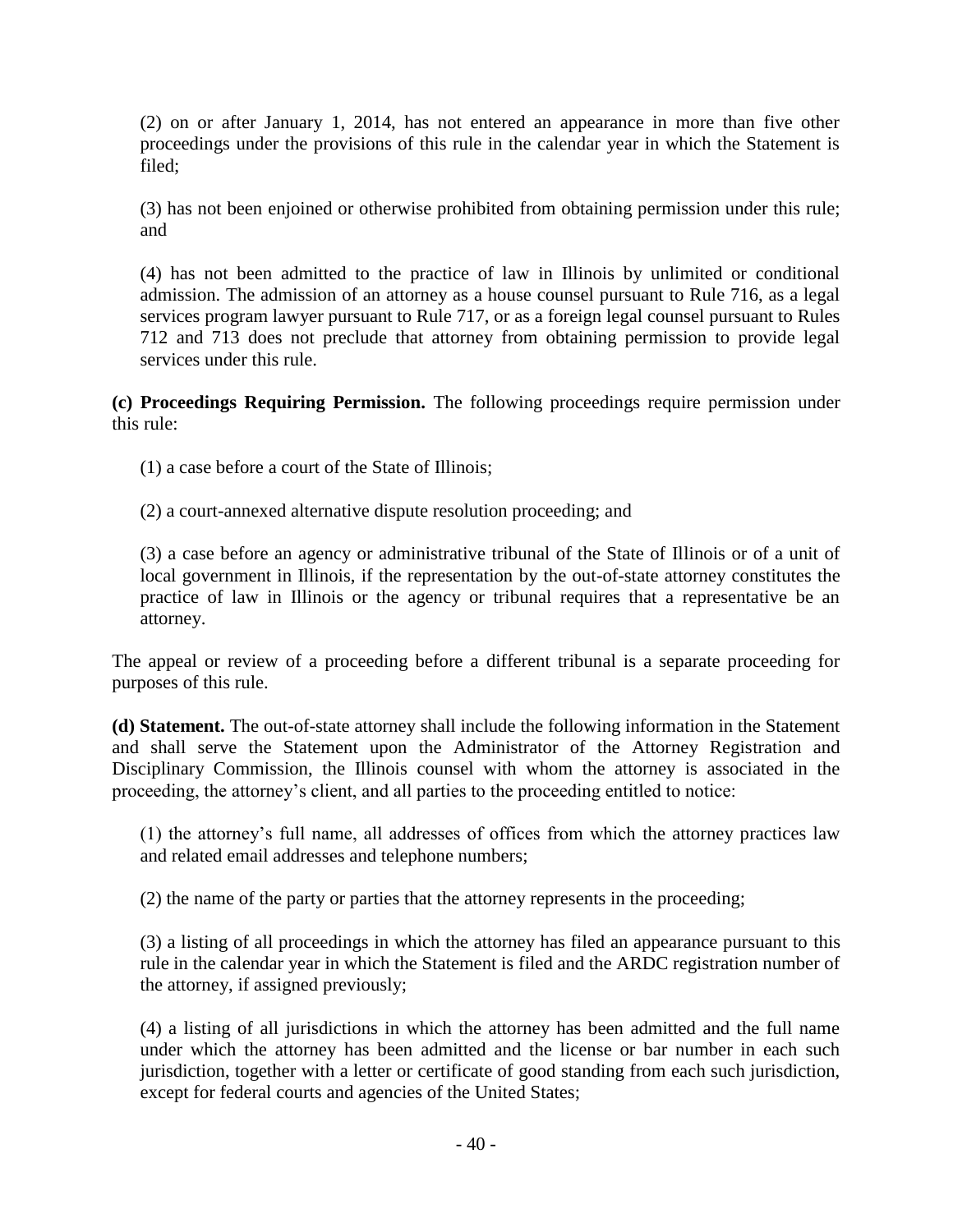(2) on or after January 1, 2014, has not entered an appearance in more than five other proceedings under the provisions of this rule in the calendar year in which the Statement is filed;

(3) has not been enjoined or otherwise prohibited from obtaining permission under this rule; and

(4) has not been admitted to the practice of law in Illinois by unlimited or conditional admission. The admission of an attorney as a house counsel pursuant to Rule 716, as a legal services program lawyer pursuant to Rule 717, or as a foreign legal counsel pursuant to Rules 712 and 713 does not preclude that attorney from obtaining permission to provide legal services under this rule.

**(c) Proceedings Requiring Permission.** The following proceedings require permission under this rule:

(1) a case before a court of the State of Illinois;

(2) a court-annexed alternative dispute resolution proceeding; and

(3) a case before an agency or administrative tribunal of the State of Illinois or of a unit of local government in Illinois, if the representation by the out-of-state attorney constitutes the practice of law in Illinois or the agency or tribunal requires that a representative be an attorney.

The appeal or review of a proceeding before a different tribunal is a separate proceeding for purposes of this rule.

**(d) Statement.** The out-of-state attorney shall include the following information in the Statement and shall serve the Statement upon the Administrator of the Attorney Registration and Disciplinary Commission, the Illinois counsel with whom the attorney is associated in the proceeding, the attorney's client, and all parties to the proceeding entitled to notice:

(1) the attorney's full name, all addresses of offices from which the attorney practices law and related email addresses and telephone numbers;

(2) the name of the party or parties that the attorney represents in the proceeding;

(3) a listing of all proceedings in which the attorney has filed an appearance pursuant to this rule in the calendar year in which the Statement is filed and the ARDC registration number of the attorney, if assigned previously;

(4) a listing of all jurisdictions in which the attorney has been admitted and the full name under which the attorney has been admitted and the license or bar number in each such jurisdiction, together with a letter or certificate of good standing from each such jurisdiction, except for federal courts and agencies of the United States;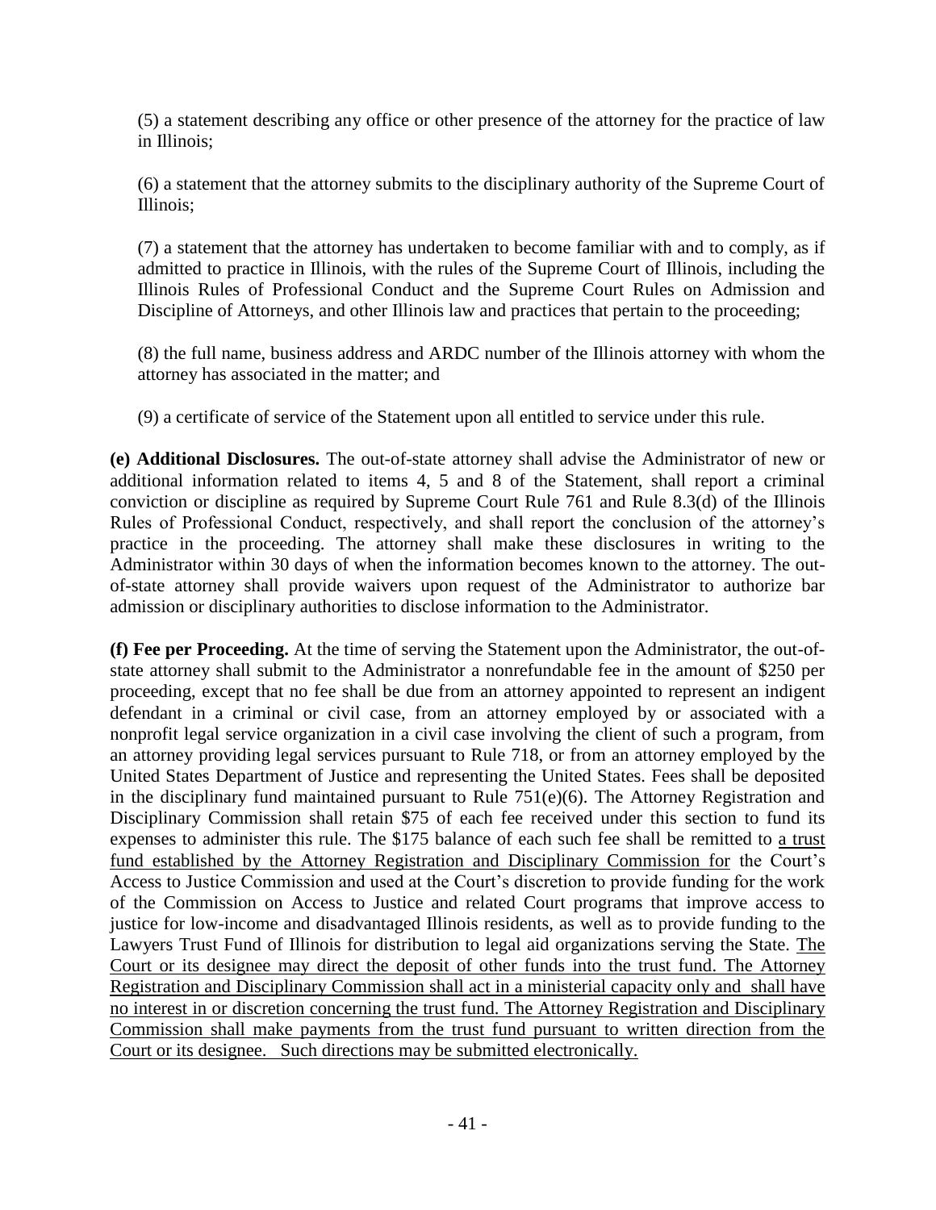(5) a statement describing any office or other presence of the attorney for the practice of law in Illinois;

(6) a statement that the attorney submits to the disciplinary authority of the Supreme Court of Illinois;

(7) a statement that the attorney has undertaken to become familiar with and to comply, as if admitted to practice in Illinois, with the rules of the Supreme Court of Illinois, including the Illinois Rules of Professional Conduct and the Supreme Court Rules on Admission and Discipline of Attorneys, and other Illinois law and practices that pertain to the proceeding;

(8) the full name, business address and ARDC number of the Illinois attorney with whom the attorney has associated in the matter; and

(9) a certificate of service of the Statement upon all entitled to service under this rule.

**(e) Additional Disclosures.** The out-of-state attorney shall advise the Administrator of new or additional information related to items 4, 5 and 8 of the Statement, shall report a criminal conviction or discipline as required by Supreme Court Rule 761 and Rule 8.3(d) of the Illinois Rules of Professional Conduct, respectively, and shall report the conclusion of the attorney's practice in the proceeding. The attorney shall make these disclosures in writing to the Administrator within 30 days of when the information becomes known to the attorney. The out-of-state attorney shall provide waivers upon request of the Administrator to authorize bar admission or disciplinary authorities to disclose information to the Administrator.

**(f) Fee per Proceeding.** At the time of serving the Statement upon the Administrator, the out-of-state attorney shall submit to the Administrator a nonrefundable fee in the amount of $250 per proceeding, except that no fee shall be due from an attorney appointed to represent an indigent defendant in a criminal or civil case, from an attorney employed by or associated with a nonprofit legal service organization in a civil case involving the client of such a program, from an attorney providing legal services pursuant to Rule 718, or from an attorney employed by the United States Department of Justice and representing the United States. Fees shall be deposited in the disciplinary fund maintained pursuant to Rule 751(e)(6). The Attorney Registration and Disciplinary Commission shall retain $75 of each fee received under this section to fund its expenses to administer this rule. The $175 balance of each such fee shall be remitted to <u>a trust fund established by the Attorney Registration and Disciplinary Commission for</u> the Court's Access to Justice Commission and used at the Court's discretion to provide funding for the work of the Commission on Access to Justice and related Court programs that improve access to justice for low-income and disadvantaged Illinois residents, as well as to provide funding to the Lawyers Trust Fund of Illinois for distribution to legal aid organizations serving the State. <u>The Court or its designee may direct the deposit of other funds into the trust fund. The Attorney Registration and Disciplinary Commission shall act in a ministerial capacity only and shall have no interest in or discretion concerning the trust fund. The Attorney Registration and Disciplinary Commission shall make payments from the trust fund pursuant to written direction from the Court or its designee. Such directions may be submitted electronically.</u>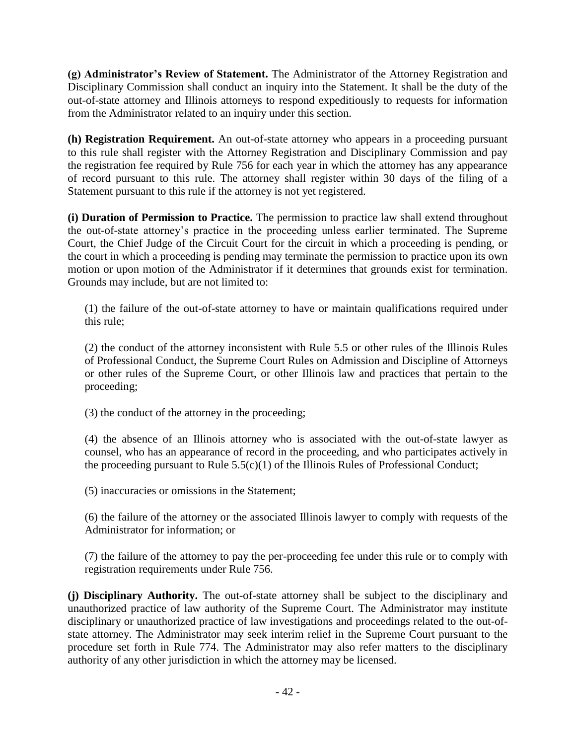**(g) Administrator's Review of Statement.** The Administrator of the Attorney Registration and Disciplinary Commission shall conduct an inquiry into the Statement. It shall be the duty of the out-of-state attorney and Illinois attorneys to respond expeditiously to requests for information from the Administrator related to an inquiry under this section.

**(h) Registration Requirement.** An out-of-state attorney who appears in a proceeding pursuant to this rule shall register with the Attorney Registration and Disciplinary Commission and pay the registration fee required by Rule 756 for each year in which the attorney has any appearance of record pursuant to this rule. The attorney shall register within 30 days of the filing of a Statement pursuant to this rule if the attorney is not yet registered.

**(i) Duration of Permission to Practice.** The permission to practice law shall extend throughout the out-of-state attorney's practice in the proceeding unless earlier terminated. The Supreme Court, the Chief Judge of the Circuit Court for the circuit in which a proceeding is pending, or the court in which a proceeding is pending may terminate the permission to practice upon its own motion or upon motion of the Administrator if it determines that grounds exist for termination. Grounds may include, but are not limited to:

(1) the failure of the out-of-state attorney to have or maintain qualifications required under this rule;

(2) the conduct of the attorney inconsistent with Rule 5.5 or other rules of the Illinois Rules of Professional Conduct, the Supreme Court Rules on Admission and Discipline of Attorneys or other rules of the Supreme Court, or other Illinois law and practices that pertain to the proceeding;

(3) the conduct of the attorney in the proceeding;

(4) the absence of an Illinois attorney who is associated with the out-of-state lawyer as counsel, who has an appearance of record in the proceeding, and who participates actively in the proceeding pursuant to Rule 5.5(c)(1) of the Illinois Rules of Professional Conduct;

(5) inaccuracies or omissions in the Statement;

(6) the failure of the attorney or the associated Illinois lawyer to comply with requests of the Administrator for information; or

(7) the failure of the attorney to pay the per-proceeding fee under this rule or to comply with registration requirements under Rule 756.

**(j) Disciplinary Authority.** The out-of-state attorney shall be subject to the disciplinary and unauthorized practice of law authority of the Supreme Court. The Administrator may institute disciplinary or unauthorized practice of law investigations and proceedings related to the out-of-state attorney. The Administrator may seek interim relief in the Supreme Court pursuant to the procedure set forth in Rule 774. The Administrator may also refer matters to the disciplinary authority of any other jurisdiction in which the attorney may be licensed.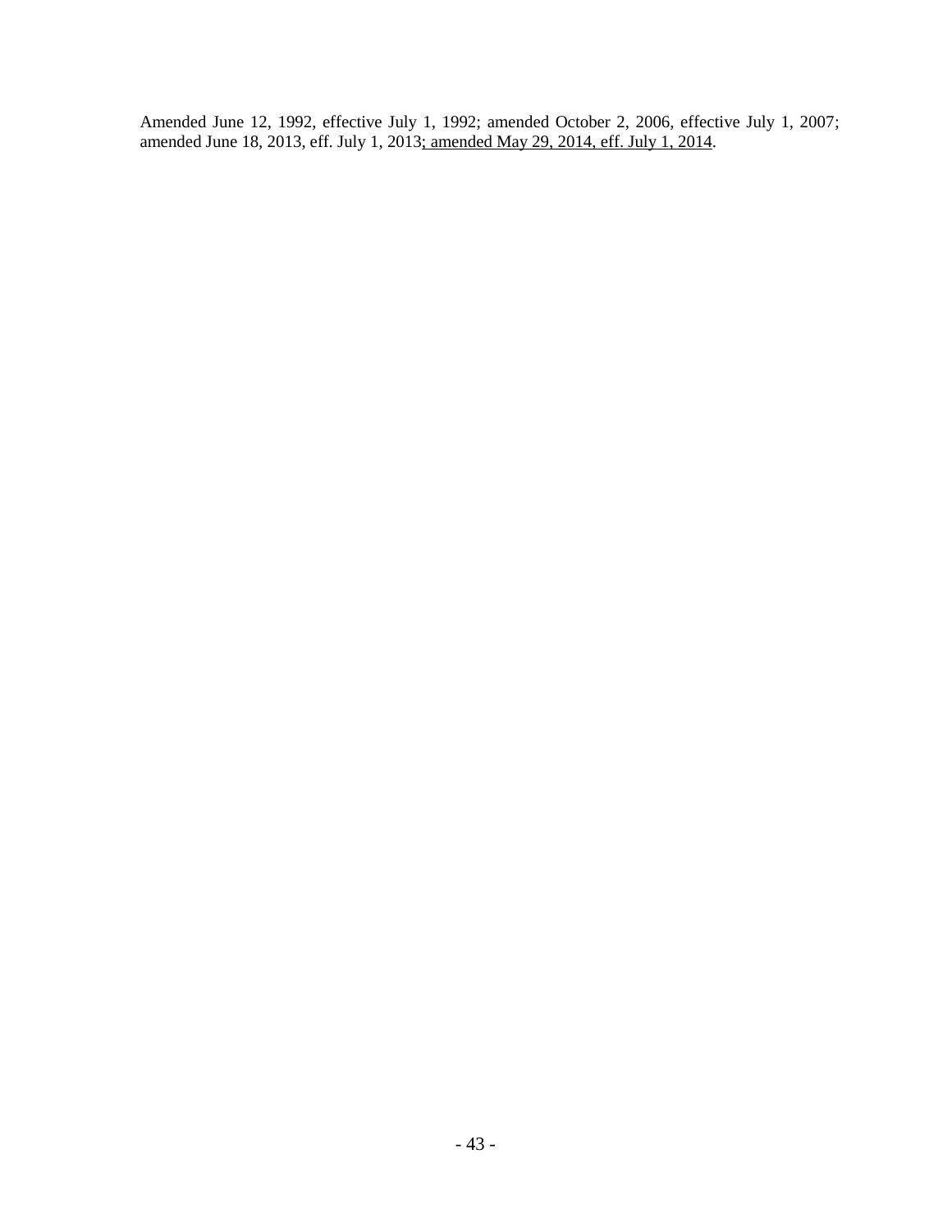Amended June 12, 1992, effective July 1, 1992; amended October 2, 2006, effective July 1, 2007; amended June 18, 2013, eff. July 1, 2013<u>; amended May 29, 2014, eff. July 1, 2014</u>.